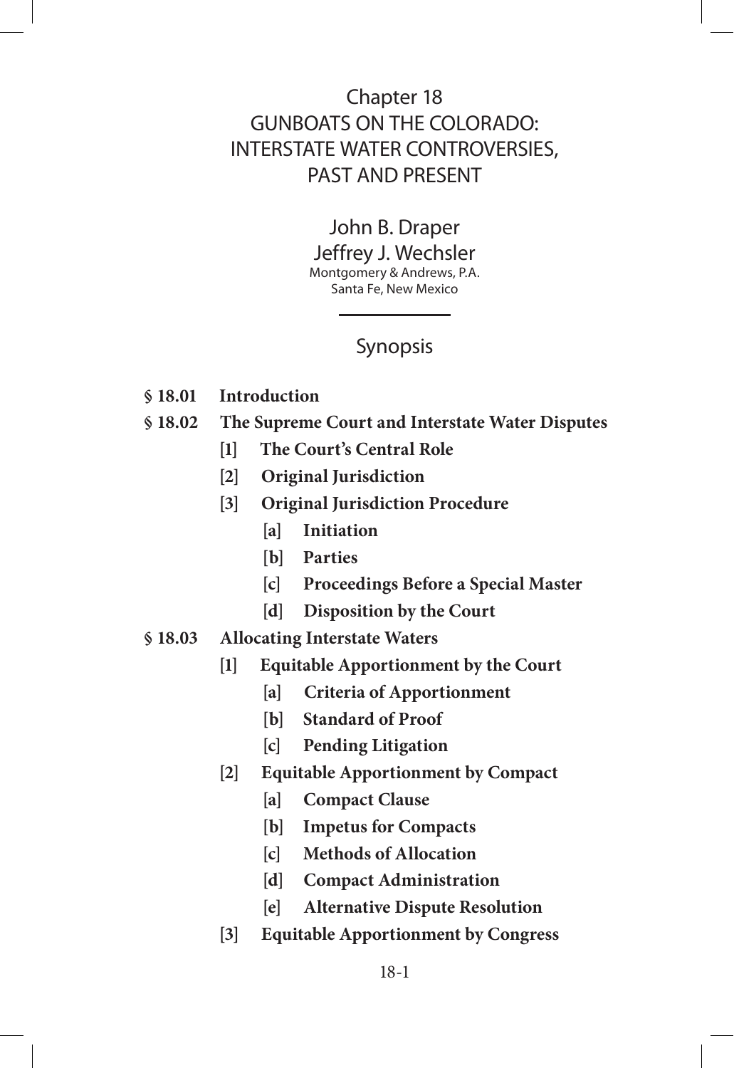# Chapter 18
# GUNBOATS ON THE COLORADO: INTERSTATE WATER CONTROVERSIES, PAST AND PRESENT

John B. Draper
Jeffrey J. Wechsler
Montgomery & Andrews, P.A.
Santa Fe, New Mexico

## Synopsis

- **§ 18.01 Introduction**
- **§ 18.02 The Supreme Court and Interstate Water Disputes**
  - **[1] The Court's Central Role**
  - **[2] Original Jurisdiction**
  - **[3] Original Jurisdiction Procedure**
    - **[a] Initiation**
    - **[b] Parties**
    - **[c] Proceedings Before a Special Master**
    - **[d] Disposition by the Court**
- **§ 18.03 Allocating Interstate Waters**
  - **[1] Equitable Apportionment by the Court**
    - **[a] Criteria of Apportionment**
    - **[b] Standard of Proof**
    - **[c] Pending Litigation**
  - **[2] Equitable Apportionment by Compact**
    - **[a] Compact Clause**
    - **[b] Impetus for Compacts**
    - **[c] Methods of Allocation**
    - **[d] Compact Administration**
    - **[e] Alternative Dispute Resolution**
  - **[3] Equitable Apportionment by Congress**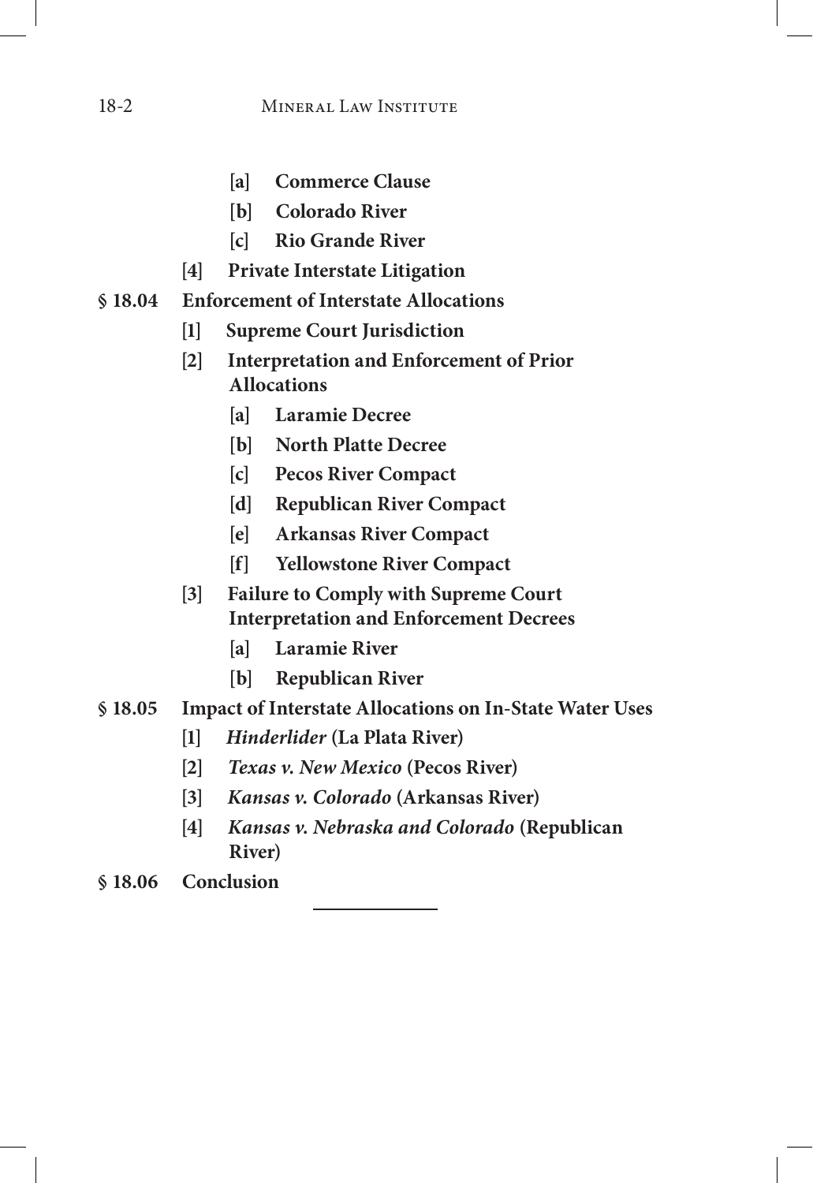- **[a] Commerce Clause**
- **[b] Colorado River**
- **[c] Rio Grande River**

**[4] Private Interstate Litigation**

**§ 18.04 Enforcement of Interstate Allocations**

- **[1] Supreme Court Jurisdiction**
- **[2] Interpretation and Enforcement of Prior Allocations**
  - **[a] Laramie Decree**
  - **[b] North Platte Decree**
  - **[c] Pecos River Compact**
  - **[d] Republican River Compact**
  - **[e] Arkansas River Compact**
  - **[f] Yellowstone River Compact**
- **[3] Failure to Comply with Supreme Court Interpretation and Enforcement Decrees**
  - **[a] Laramie River**
  - **[b] Republican River**

**§ 18.05 Impact of Interstate Allocations on In-State Water Uses**

- **[1] *Hinderlider* (La Plata River)**
- **[2] *Texas v. New Mexico* (Pecos River)**
- **[3] *Kansas v. Colorado* (Arkansas River)**
- **[4] *Kansas v. Nebraska and Colorado* (Republican River)**

**§ 18.06 Conclusion**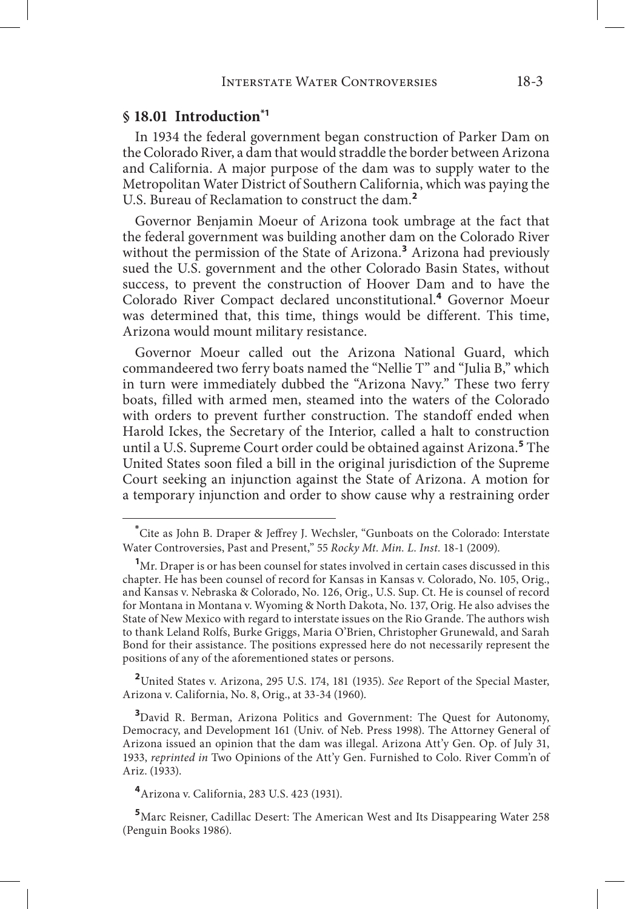## § 18.01 Introduction[*1]

In 1934 the federal government began construction of Parker Dam on the Colorado River, a dam that would straddle the border between Arizona and California. A major purpose of the dam was to supply water to the Metropolitan Water District of Southern California, which was paying the U.S. Bureau of Reclamation to construct the dam.[2]

Governor Benjamin Moeur of Arizona took umbrage at the fact that the federal government was building another dam on the Colorado River without the permission of the State of Arizona.[3] Arizona had previously sued the U.S. government and the other Colorado Basin States, without success, to prevent the construction of Hoover Dam and to have the Colorado River Compact declared unconstitutional.[4] Governor Moeur was determined that, this time, things would be different. This time, Arizona would mount military resistance.

Governor Moeur called out the Arizona National Guard, which commandeered two ferry boats named the "Nellie T" and "Julia B," which in turn were immediately dubbed the "Arizona Navy." These two ferry boats, filled with armed men, steamed into the waters of the Colorado with orders to prevent further construction. The standoff ended when Harold Ickes, the Secretary of the Interior, called a halt to construction until a U.S. Supreme Court order could be obtained against Arizona.[5] The United States soon filed a bill in the original jurisdiction of the Supreme Court seeking an injunction against the State of Arizona. A motion for a temporary injunction and order to show cause why a restraining order

---

[*] Cite as John B. Draper & Jeffrey J. Wechsler, "Gunboats on the Colorado: Interstate Water Controversies, Past and Present," 55 *Rocky Mt. Min. L. Inst.* 18-1 (2009).

[1] Mr. Draper is or has been counsel for states involved in certain cases discussed in this chapter. He has been counsel of record for Kansas in Kansas v. Colorado, No. 105, Orig., and Kansas v. Nebraska & Colorado, No. 126, Orig., U.S. Sup. Ct. He is counsel of record for Montana in Montana v. Wyoming & North Dakota, No. 137, Orig. He also advises the State of New Mexico with regard to interstate issues on the Rio Grande. The authors wish to thank Leland Rolfs, Burke Griggs, Maria O'Brien, Christopher Grunewald, and Sarah Bond for their assistance. The positions expressed here do not necessarily represent the positions of any of the aforementioned states or persons.

[2] United States v. Arizona, 295 U.S. 174, 181 (1935). *See* Report of the Special Master, Arizona v. California, No. 8, Orig., at 33-34 (1960).

[3] David R. Berman, Arizona Politics and Government: The Quest for Autonomy, Democracy, and Development 161 (Univ. of Neb. Press 1998). The Attorney General of Arizona issued an opinion that the dam was illegal. Arizona Att'y Gen. Op. of July 31, 1933, *reprinted in* Two Opinions of the Att'y Gen. Furnished to Colo. River Comm'n of Ariz. (1933).

[4] Arizona v. California, 283 U.S. 423 (1931).

[5] Marc Reisner, Cadillac Desert: The American West and Its Disappearing Water 258 (Penguin Books 1986).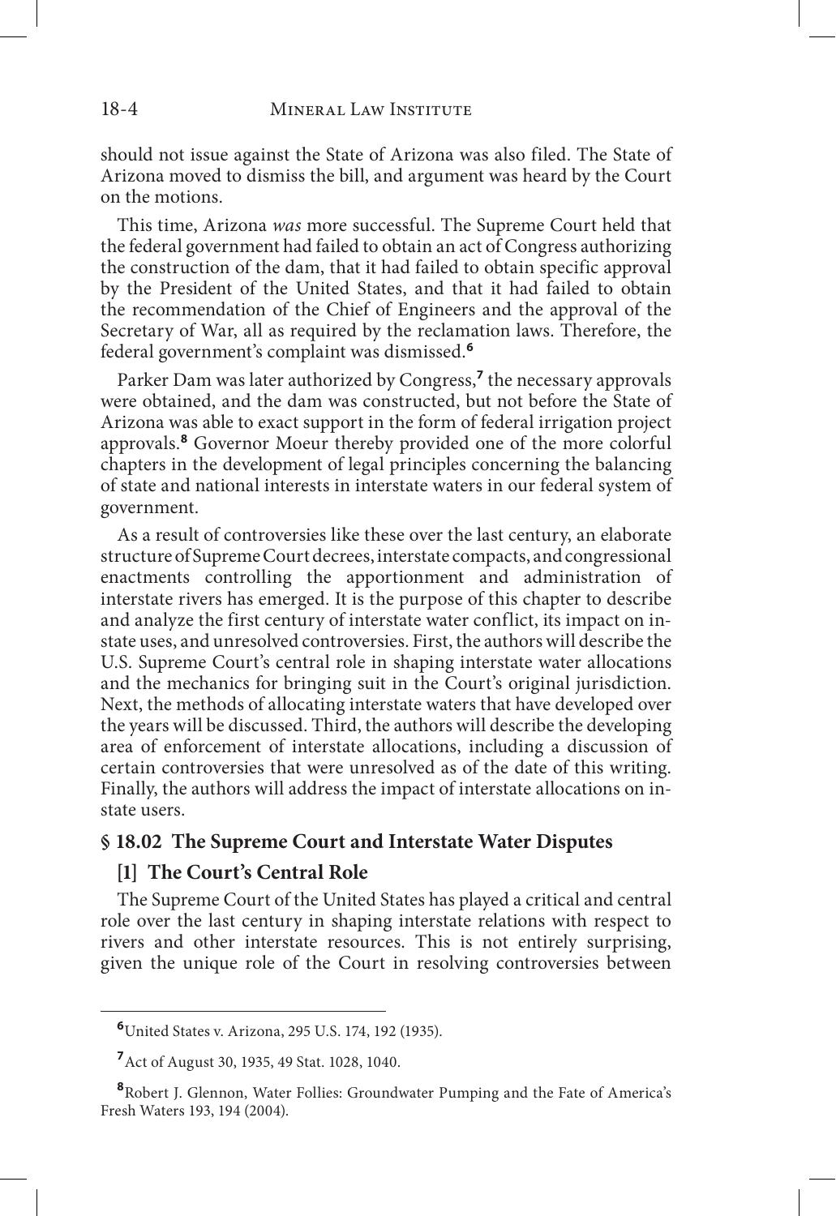should not issue against the State of Arizona was also filed. The State of Arizona moved to dismiss the bill, and argument was heard by the Court on the motions.

This time, Arizona *was* more successful. The Supreme Court held that the federal government had failed to obtain an act of Congress authorizing the construction of the dam, that it had failed to obtain specific approval by the President of the United States, and that it had failed to obtain the recommendation of the Chief of Engineers and the approval of the Secretary of War, all as required by the reclamation laws. Therefore, the federal government's complaint was dismissed.[6]

Parker Dam was later authorized by Congress,[7] the necessary approvals were obtained, and the dam was constructed, but not before the State of Arizona was able to exact support in the form of federal irrigation project approvals.[8] Governor Moeur thereby provided one of the more colorful chapters in the development of legal principles concerning the balancing of state and national interests in interstate waters in our federal system of government.

As a result of controversies like these over the last century, an elaborate structure of Supreme Court decrees, interstate compacts, and congressional enactments controlling the apportionment and administration of interstate rivers has emerged. It is the purpose of this chapter to describe and analyze the first century of interstate water conflict, its impact on in-state uses, and unresolved controversies. First, the authors will describe the U.S. Supreme Court's central role in shaping interstate water allocations and the mechanics for bringing suit in the Court's original jurisdiction. Next, the methods of allocating interstate waters that have developed over the years will be discussed. Third, the authors will describe the developing area of enforcement of interstate allocations, including a discussion of certain controversies that were unresolved as of the date of this writing. Finally, the authors will address the impact of interstate allocations on in-state users.

## § 18.02 The Supreme Court and Interstate Water Disputes

### [1] The Court's Central Role

The Supreme Court of the United States has played a critical and central role over the last century in shaping interstate relations with respect to rivers and other interstate resources. This is not entirely surprising, given the unique role of the Court in resolving controversies between

---

[6] United States v. Arizona, 295 U.S. 174, 192 (1935).

[7] Act of August 30, 1935, 49 Stat. 1028, 1040.

[8] Robert J. Glennon, Water Follies: Groundwater Pumping and the Fate of America's Fresh Waters 193, 194 (2004).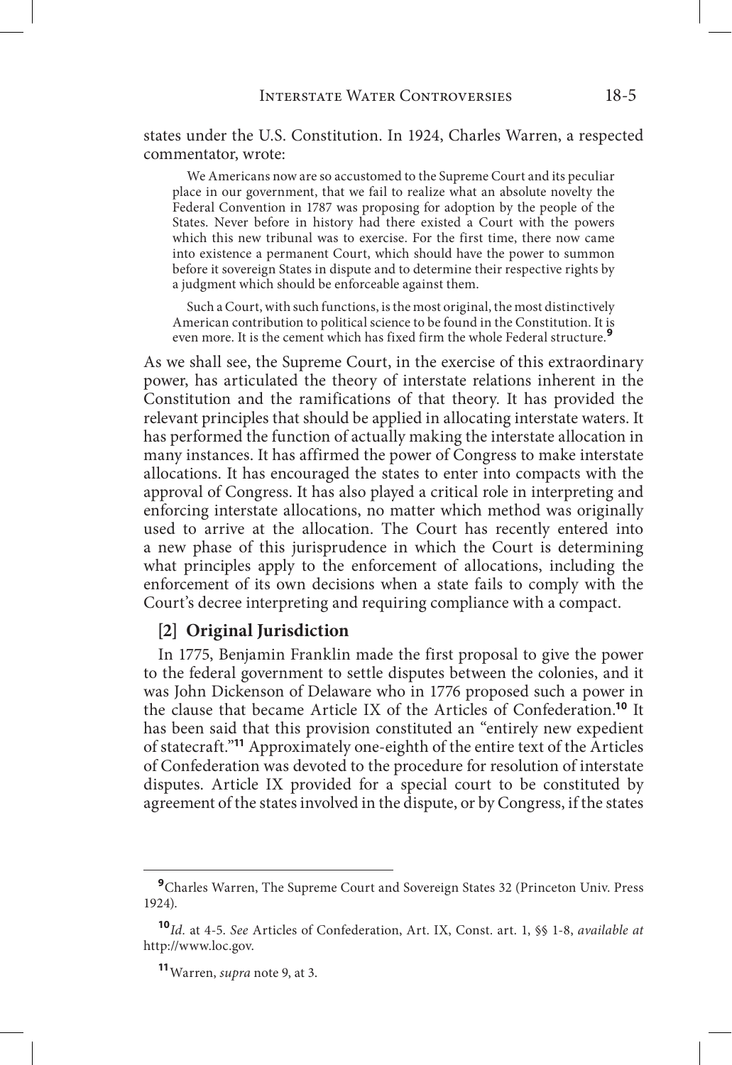states under the U.S. Constitution. In 1924, Charles Warren, a respected commentator, wrote:

> We Americans now are so accustomed to the Supreme Court and its peculiar place in our government, that we fail to realize what an absolute novelty the Federal Convention in 1787 was proposing for adoption by the people of the States. Never before in history had there existed a Court with the powers which this new tribunal was to exercise. For the first time, there now came into existence a permanent Court, which should have the power to summon before it sovereign States in dispute and to determine their respective rights by a judgment which should be enforceable against them.
>
> Such a Court, with such functions, is the most original, the most distinctively American contribution to political science to be found in the Constitution. It is even more. It is the cement which has fixed firm the whole Federal structure.[9]

As we shall see, the Supreme Court, in the exercise of this extraordinary power, has articulated the theory of interstate relations inherent in the Constitution and the ramifications of that theory. It has provided the relevant principles that should be applied in allocating interstate waters. It has performed the function of actually making the interstate allocation in many instances. It has affirmed the power of Congress to make interstate allocations. It has encouraged the states to enter into compacts with the approval of Congress. It has also played a critical role in interpreting and enforcing interstate allocations, no matter which method was originally used to arrive at the allocation. The Court has recently entered into a new phase of this jurisprudence in which the Court is determining what principles apply to the enforcement of allocations, including the enforcement of its own decisions when a state fails to comply with the Court's decree interpreting and requiring compliance with a compact.

### [2] Original Jurisdiction

In 1775, Benjamin Franklin made the first proposal to give the power to the federal government to settle disputes between the colonies, and it was John Dickenson of Delaware who in 1776 proposed such a power in the clause that became Article IX of the Articles of Confederation.[10] It has been said that this provision constituted an "entirely new expedient of statecraft."[11] Approximately one-eighth of the entire text of the Articles of Confederation was devoted to the procedure for resolution of interstate disputes. Article IX provided for a special court to be constituted by agreement of the states involved in the dispute, or by Congress, if the states

---

[9] Charles Warren, The Supreme Court and Sovereign States 32 (Princeton Univ. Press 1924).

[10] *Id.* at 4-5. *See* Articles of Confederation, Art. IX, Const. art. 1, §§ 1-8, *available at* http://www.loc.gov.

[11] Warren, *supra* note 9, at 3.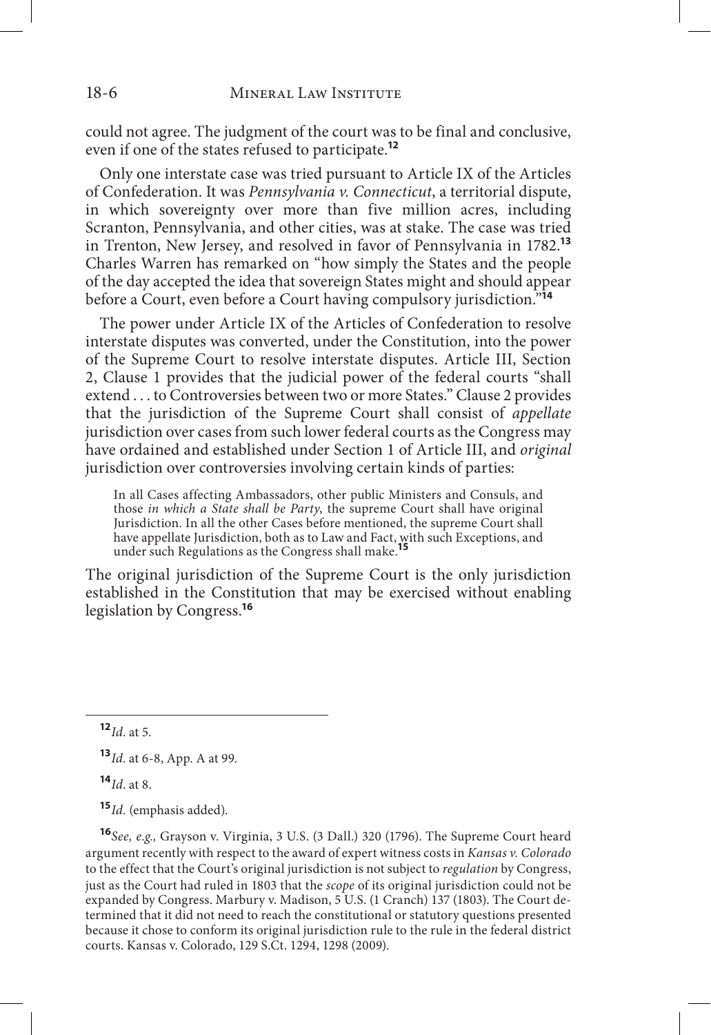could not agree. The judgment of the court was to be final and conclusive, even if one of the states refused to participate.[12]

Only one interstate case was tried pursuant to Article IX of the Articles of Confederation. It was *Pennsylvania v. Connecticut*, a territorial dispute, in which sovereignty over more than five million acres, including Scranton, Pennsylvania, and other cities, was at stake. The case was tried in Trenton, New Jersey, and resolved in favor of Pennsylvania in 1782.[13] Charles Warren has remarked on "how simply the States and the people of the day accepted the idea that sovereign States might and should appear before a Court, even before a Court having compulsory jurisdiction."[14]

The power under Article IX of the Articles of Confederation to resolve interstate disputes was converted, under the Constitution, into the power of the Supreme Court to resolve interstate disputes. Article III, Section 2, Clause 1 provides that the judicial power of the federal courts "shall extend . . . to Controversies between two or more States." Clause 2 provides that the jurisdiction of the Supreme Court shall consist of *appellate* jurisdiction over cases from such lower federal courts as the Congress may have ordained and established under Section 1 of Article III, and *original* jurisdiction over controversies involving certain kinds of parties:

> In all Cases affecting Ambassadors, other public Ministers and Consuls, and those *in which a State shall be Party*, the supreme Court shall have original Jurisdiction. In all the other Cases before mentioned, the supreme Court shall have appellate Jurisdiction, both as to Law and Fact, with such Exceptions, and under such Regulations as the Congress shall make.[15]

The original jurisdiction of the Supreme Court is the only jurisdiction established in the Constitution that may be exercised without enabling legislation by Congress.[16]

---

[12] *Id*. at 5.

[13] *Id*. at 6-8, App. A at 99.

[14] *Id*. at 8.

[15] *Id.* (emphasis added).

[16] *See, e.g.,* Grayson v. Virginia, 3 U.S. (3 Dall.) 320 (1796). The Supreme Court heard argument recently with respect to the award of expert witness costs in *Kansas v. Colorado* to the effect that the Court's original jurisdiction is not subject to *regulation* by Congress, just as the Court had ruled in 1803 that the *scope* of its original jurisdiction could not be expanded by Congress. Marbury v. Madison, 5 U.S. (1 Cranch) 137 (1803). The Court determined that it did not need to reach the constitutional or statutory questions presented because it chose to conform its original jurisdiction rule to the rule in the federal district courts. Kansas v. Colorado, 129 S.Ct. 1294, 1298 (2009).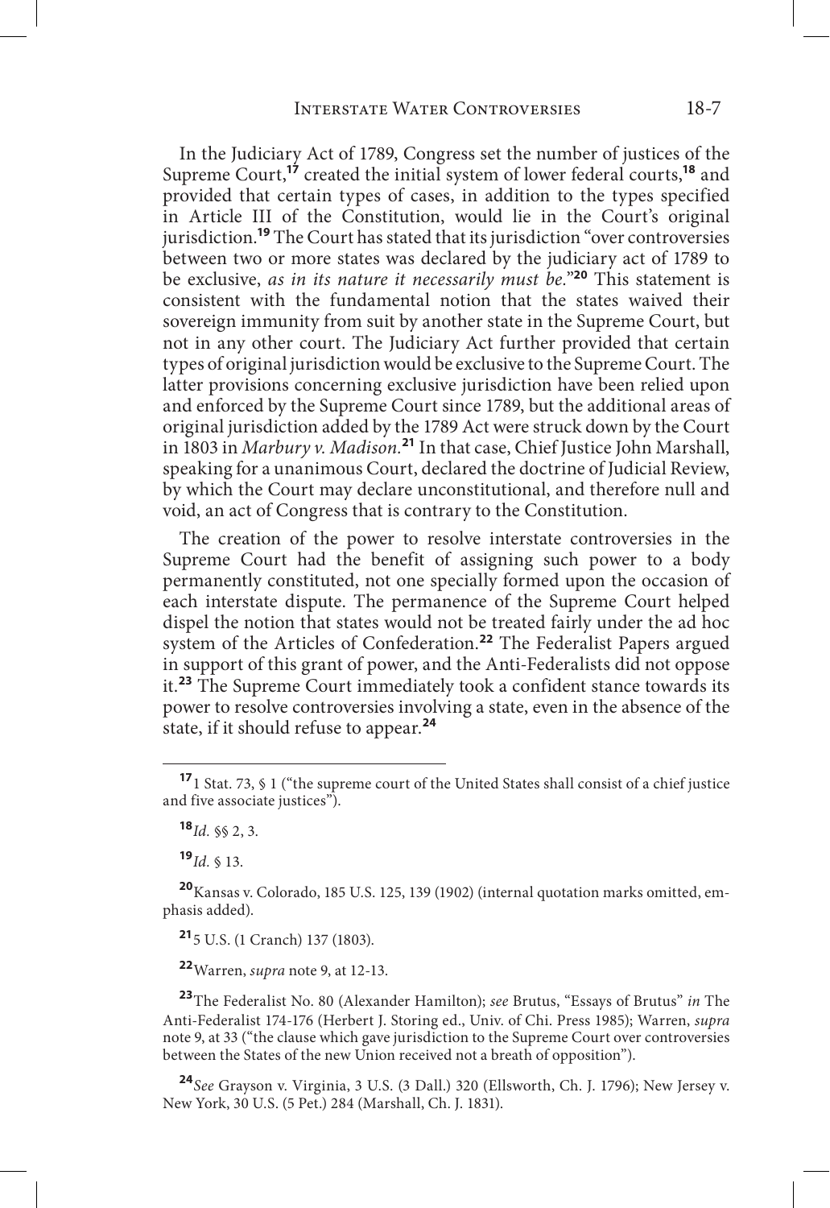In the Judiciary Act of 1789, Congress set the number of justices of the Supreme Court,[17] created the initial system of lower federal courts,[18] and provided that certain types of cases, in addition to the types specified in Article III of the Constitution, would lie in the Court's original jurisdiction.[19] The Court has stated that its jurisdiction "over controversies between two or more states was declared by the judiciary act of 1789 to be exclusive, *as in its nature it necessarily must be.*"[20] This statement is consistent with the fundamental notion that the states waived their sovereign immunity from suit by another state in the Supreme Court, but not in any other court. The Judiciary Act further provided that certain types of original jurisdiction would be exclusive to the Supreme Court. The latter provisions concerning exclusive jurisdiction have been relied upon and enforced by the Supreme Court since 1789, but the additional areas of original jurisdiction added by the 1789 Act were struck down by the Court in 1803 in *Marbury v. Madison*.[21] In that case, Chief Justice John Marshall, speaking for a unanimous Court, declared the doctrine of Judicial Review, by which the Court may declare unconstitutional, and therefore null and void, an act of Congress that is contrary to the Constitution.

The creation of the power to resolve interstate controversies in the Supreme Court had the benefit of assigning such power to a body permanently constituted, not one specially formed upon the occasion of each interstate dispute. The permanence of the Supreme Court helped dispel the notion that states would not be treated fairly under the ad hoc system of the Articles of Confederation.[22] The Federalist Papers argued in support of this grant of power, and the Anti-Federalists did not oppose it.[23] The Supreme Court immediately took a confident stance towards its power to resolve controversies involving a state, even in the absence of the state, if it should refuse to appear.[24]

---

[17] 1 Stat. 73, § 1 ("the supreme court of the United States shall consist of a chief justice and five associate justices").

[18] *Id.* §§ 2, 3.

[19] *Id.* § 13.

[20] Kansas v. Colorado, 185 U.S. 125, 139 (1902) (internal quotation marks omitted, emphasis added).

[21] 5 U.S. (1 Cranch) 137 (1803).

[22] Warren, *supra* note 9, at 12-13.

[23] The Federalist No. 80 (Alexander Hamilton); *see* Brutus, "Essays of Brutus" *in* The Anti-Federalist 174-176 (Herbert J. Storing ed., Univ. of Chi. Press 1985); Warren, *supra* note 9, at 33 ("the clause which gave jurisdiction to the Supreme Court over controversies between the States of the new Union received not a breath of opposition").

[24] *See* Grayson v. Virginia, 3 U.S. (3 Dall.) 320 (Ellsworth, Ch. J. 1796); New Jersey v. New York, 30 U.S. (5 Pet.) 284 (Marshall, Ch. J. 1831).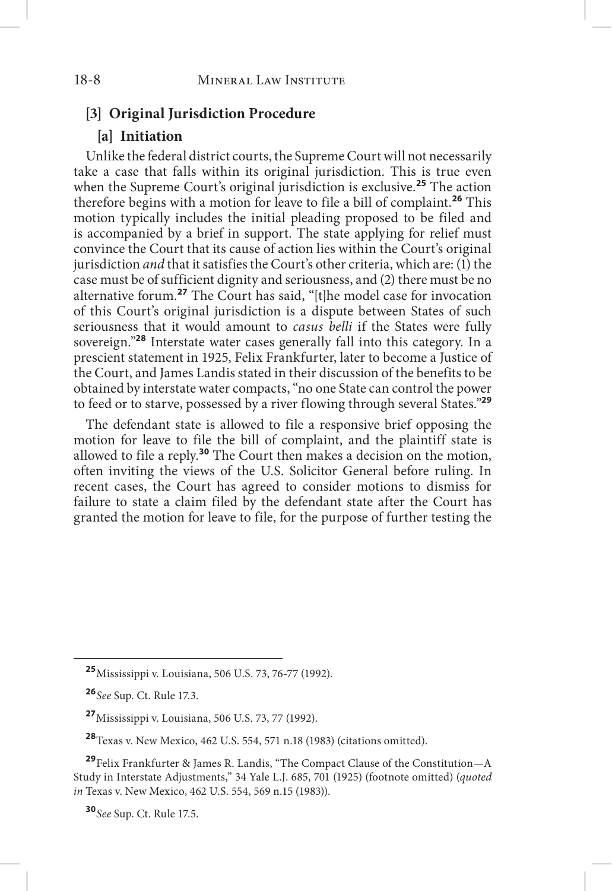### [3] Original Jurisdiction Procedure

#### [a] Initiation

Unlike the federal district courts, the Supreme Court will not necessarily take a case that falls within its original jurisdiction. This is true even when the Supreme Court's original jurisdiction is exclusive.[25] The action therefore begins with a motion for leave to file a bill of complaint.[26] This motion typically includes the initial pleading proposed to be filed and is accompanied by a brief in support. The state applying for relief must convince the Court that its cause of action lies within the Court's original jurisdiction *and* that it satisfies the Court's other criteria, which are: (1) the case must be of sufficient dignity and seriousness, and (2) there must be no alternative forum.[27] The Court has said, "[t]he model case for invocation of this Court's original jurisdiction is a dispute between States of such seriousness that it would amount to *casus belli* if the States were fully sovereign."[28] Interstate water cases generally fall into this category. In a prescient statement in 1925, Felix Frankfurter, later to become a Justice of the Court, and James Landis stated in their discussion of the benefits to be obtained by interstate water compacts, "no one State can control the power to feed or to starve, possessed by a river flowing through several States."[29]

The defendant state is allowed to file a responsive brief opposing the motion for leave to file the bill of complaint, and the plaintiff state is allowed to file a reply.[30] The Court then makes a decision on the motion, often inviting the views of the U.S. Solicitor General before ruling. In recent cases, the Court has agreed to consider motions to dismiss for failure to state a claim filed by the defendant state after the Court has granted the motion for leave to file, for the purpose of further testing the

---

[25] Mississippi v. Louisiana, 506 U.S. 73, 76-77 (1992).

[26] *See* Sup. Ct. Rule 17.3.

[27] Mississippi v. Louisiana, 506 U.S. 73, 77 (1992).

[28] Texas v. New Mexico, 462 U.S. 554, 571 n.18 (1983) (citations omitted).

[29] Felix Frankfurter & James R. Landis, "The Compact Clause of the Constitution—A Study in Interstate Adjustments," 34 Yale L.J. 685, 701 (1925) (footnote omitted) (*quoted in* Texas v. New Mexico, 462 U.S. 554, 569 n.15 (1983)).

[30] *See* Sup. Ct. Rule 17.5.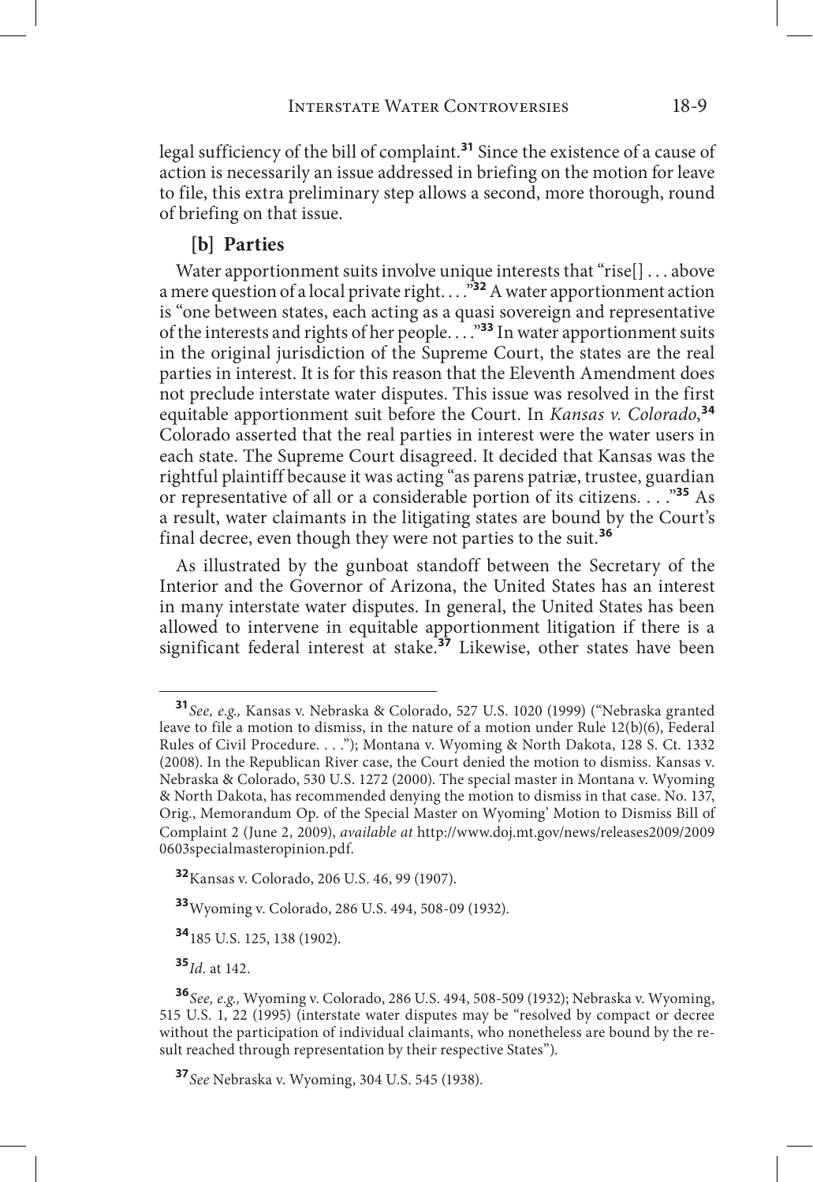legal sufficiency of the bill of complaint.[31] Since the existence of a cause of action is necessarily an issue addressed in briefing on the motion for leave to file, this extra preliminary step allows a second, more thorough, round of briefing on that issue.

### [b] Parties

Water apportionment suits involve unique interests that "rise[] . . . above a mere question of a local private right. . . ."[32] A water apportionment action is "one between states, each acting as a quasi sovereign and representative of the interests and rights of her people. . . ."[33] In water apportionment suits in the original jurisdiction of the Supreme Court, the states are the real parties in interest. It is for this reason that the Eleventh Amendment does not preclude interstate water disputes. This issue was resolved in the first equitable apportionment suit before the Court. In *Kansas v. Colorado*,[34] Colorado asserted that the real parties in interest were the water users in each state. The Supreme Court disagreed. It decided that Kansas was the rightful plaintiff because it was acting "as parens patriæ, trustee, guardian or representative of all or a considerable portion of its citizens. . . ."[35] As a result, water claimants in the litigating states are bound by the Court's final decree, even though they were not parties to the suit.[36]

As illustrated by the gunboat standoff between the Secretary of the Interior and the Governor of Arizona, the United States has an interest in many interstate water disputes. In general, the United States has been allowed to intervene in equitable apportionment litigation if there is a significant federal interest at stake.[37] Likewise, other states have been

---

[31] *See, e.g.,* Kansas v. Nebraska & Colorado, 527 U.S. 1020 (1999) ("Nebraska granted leave to file a motion to dismiss, in the nature of a motion under Rule 12(b)(6), Federal Rules of Civil Procedure. . . ."); Montana v. Wyoming & North Dakota, 128 S. Ct. 1332 (2008). In the Republican River case, the Court denied the motion to dismiss. Kansas v. Nebraska & Colorado, 530 U.S. 1272 (2000). The special master in Montana v. Wyoming & North Dakota, has recommended denying the motion to dismiss in that case. No. 137, Orig., Memorandum Op. of the Special Master on Wyoming' Motion to Dismiss Bill of Complaint 2 (June 2, 2009), *available at* http://www.doj.mt.gov/news/releases2009/20090603specialmasteropinion.pdf.

[32] Kansas v. Colorado, 206 U.S. 46, 99 (1907).

[33] Wyoming v. Colorado, 286 U.S. 494, 508-09 (1932).

[34] 185 U.S. 125, 138 (1902).

[35] *Id.* at 142.

[36] *See, e.g.,* Wyoming v. Colorado, 286 U.S. 494, 508-509 (1932); Nebraska v. Wyoming, 515 U.S. 1, 22 (1995) (interstate water disputes may be "resolved by compact or decree without the participation of individual claimants, who nonetheless are bound by the result reached through representation by their respective States").

[37] *See* Nebraska v. Wyoming, 304 U.S. 545 (1938).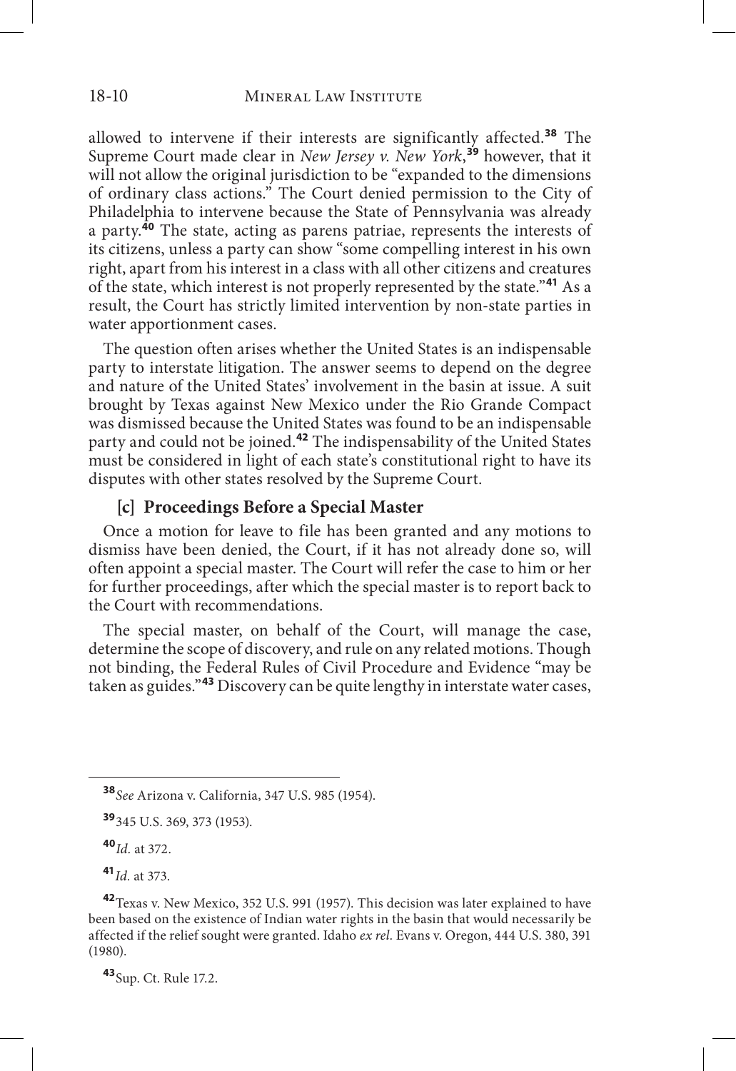allowed to intervene if their interests are significantly affected.[38] The Supreme Court made clear in *New Jersey v. New York*,[39] however, that it will not allow the original jurisdiction to be "expanded to the dimensions of ordinary class actions." The Court denied permission to the City of Philadelphia to intervene because the State of Pennsylvania was already a party.[40] The state, acting as parens patriae, represents the interests of its citizens, unless a party can show "some compelling interest in his own right, apart from his interest in a class with all other citizens and creatures of the state, which interest is not properly represented by the state."[41] As a result, the Court has strictly limited intervention by non-state parties in water apportionment cases.

The question often arises whether the United States is an indispensable party to interstate litigation. The answer seems to depend on the degree and nature of the United States' involvement in the basin at issue. A suit brought by Texas against New Mexico under the Rio Grande Compact was dismissed because the United States was found to be an indispensable party and could not be joined.[42] The indispensability of the United States must be considered in light of each state's constitutional right to have its disputes with other states resolved by the Supreme Court.

### [c] Proceedings Before a Special Master

Once a motion for leave to file has been granted and any motions to dismiss have been denied, the Court, if it has not already done so, will often appoint a special master. The Court will refer the case to him or her for further proceedings, after which the special master is to report back to the Court with recommendations.

The special master, on behalf of the Court, will manage the case, determine the scope of discovery, and rule on any related motions. Though not binding, the Federal Rules of Civil Procedure and Evidence "may be taken as guides."[43] Discovery can be quite lengthy in interstate water cases,

---

[38] *See* Arizona v. California, 347 U.S. 985 (1954).

[39] 345 U.S. 369, 373 (1953).

[40] *Id.* at 372.

[41] *Id.* at 373.

[42] Texas v. New Mexico, 352 U.S. 991 (1957). This decision was later explained to have been based on the existence of Indian water rights in the basin that would necessarily be affected if the relief sought were granted. Idaho *ex rel.* Evans v. Oregon, 444 U.S. 380, 391 (1980).

[43] Sup. Ct. Rule 17.2.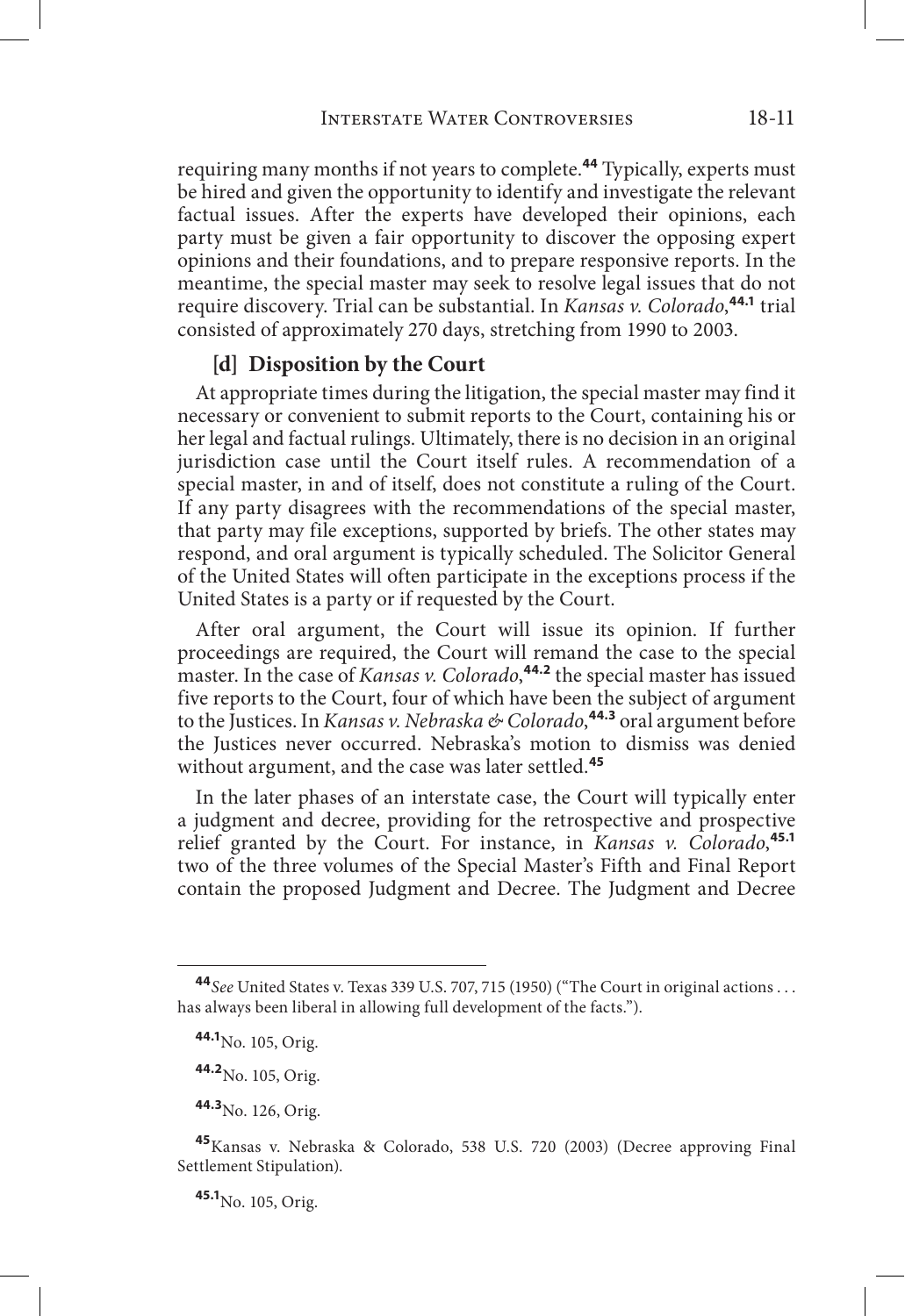requiring many months if not years to complete.[44] Typically, experts must be hired and given the opportunity to identify and investigate the relevant factual issues. After the experts have developed their opinions, each party must be given a fair opportunity to discover the opposing expert opinions and their foundations, and to prepare responsive reports. In the meantime, the special master may seek to resolve legal issues that do not require discovery. Trial can be substantial. In *Kansas v. Colorado*,[44.1] trial consisted of approximately 270 days, stretching from 1990 to 2003.

### [d] Disposition by the Court

At appropriate times during the litigation, the special master may find it necessary or convenient to submit reports to the Court, containing his or her legal and factual rulings. Ultimately, there is no decision in an original jurisdiction case until the Court itself rules. A recommendation of a special master, in and of itself, does not constitute a ruling of the Court. If any party disagrees with the recommendations of the special master, that party may file exceptions, supported by briefs. The other states may respond, and oral argument is typically scheduled. The Solicitor General of the United States will often participate in the exceptions process if the United States is a party or if requested by the Court.

After oral argument, the Court will issue its opinion. If further proceedings are required, the Court will remand the case to the special master. In the case of *Kansas v. Colorado*,[44.2] the special master has issued five reports to the Court, four of which have been the subject of argument to the Justices. In *Kansas v. Nebraska & Colorado*,[44.3] oral argument before the Justices never occurred. Nebraska's motion to dismiss was denied without argument, and the case was later settled.[45]

In the later phases of an interstate case, the Court will typically enter a judgment and decree, providing for the retrospective and prospective relief granted by the Court. For instance, in *Kansas v. Colorado*,[45.1] two of the three volumes of the Special Master's Fifth and Final Report contain the proposed Judgment and Decree. The Judgment and Decree

---

[44] *See* United States v. Texas 339 U.S. 707, 715 (1950) ("The Court in original actions . . . has always been liberal in allowing full development of the facts.").

[44.1] No. 105, Orig.

[44.2] No. 105, Orig.

[44.3] No. 126, Orig.

[45] Kansas v. Nebraska & Colorado, 538 U.S. 720 (2003) (Decree approving Final Settlement Stipulation).

[45.1] No. 105, Orig.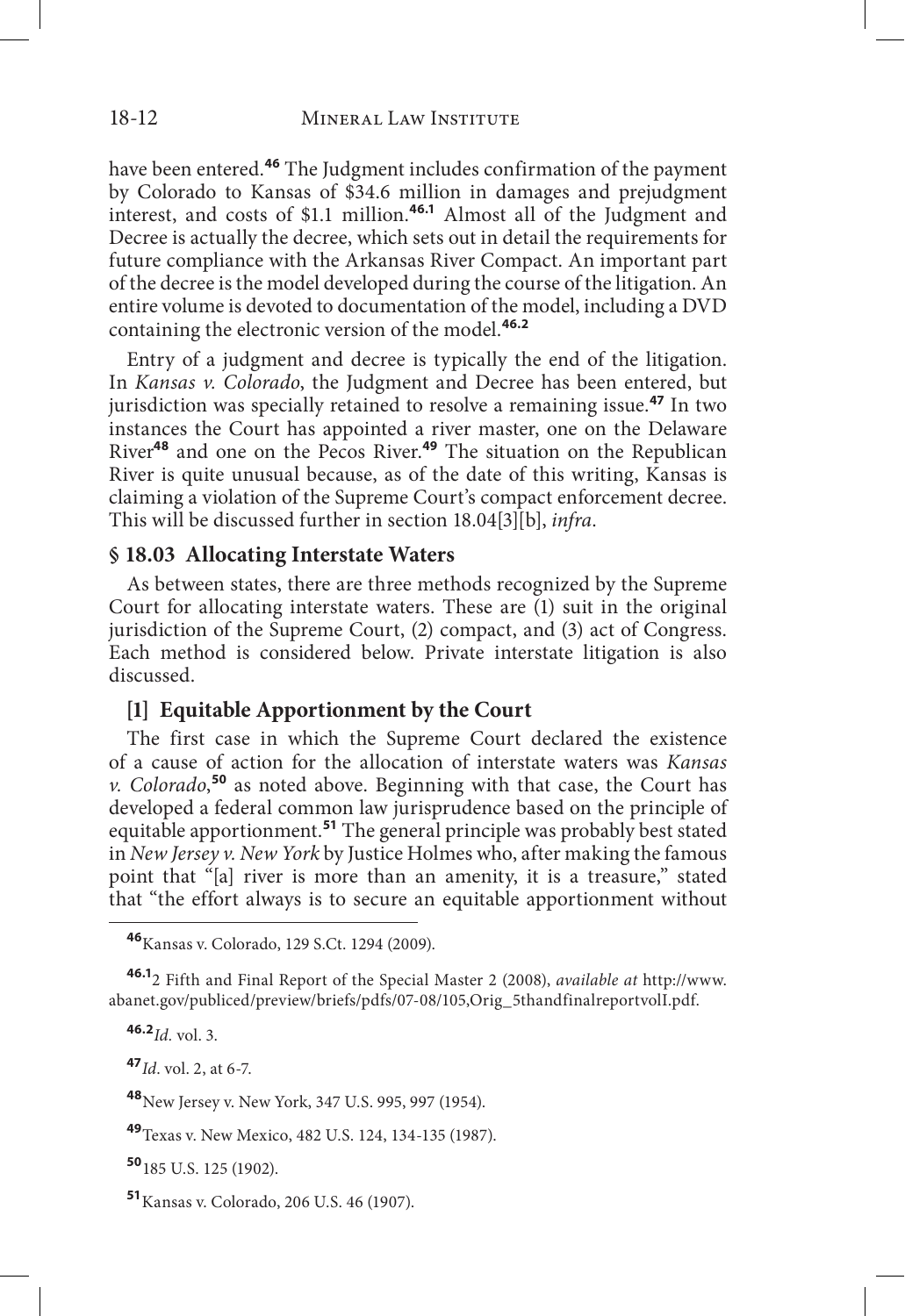have been entered.[46] The Judgment includes confirmation of the payment by Colorado to Kansas of $34.6 million in damages and prejudgment interest, and costs of $1.1 million.[46.1] Almost all of the Judgment and Decree is actually the decree, which sets out in detail the requirements for future compliance with the Arkansas River Compact. An important part of the decree is the model developed during the course of the litigation. An entire volume is devoted to documentation of the model, including a DVD containing the electronic version of the model.[46.2]

Entry of a judgment and decree is typically the end of the litigation. In *Kansas v. Colorado*, the Judgment and Decree has been entered, but jurisdiction was specially retained to resolve a remaining issue.[47] In two instances the Court has appointed a river master, one on the Delaware River[48] and one on the Pecos River.[49] The situation on the Republican River is quite unusual because, as of the date of this writing, Kansas is claiming a violation of the Supreme Court's compact enforcement decree. This will be discussed further in section 18.04[3][b], *infra*.

## § 18.03 Allocating Interstate Waters

As between states, there are three methods recognized by the Supreme Court for allocating interstate waters. These are (1) suit in the original jurisdiction of the Supreme Court, (2) compact, and (3) act of Congress. Each method is considered below. Private interstate litigation is also discussed.

### [1] Equitable Apportionment by the Court

The first case in which the Supreme Court declared the existence of a cause of action for the allocation of interstate waters was *Kansas v. Colorado*,[50] as noted above. Beginning with that case, the Court has developed a federal common law jurisprudence based on the principle of equitable apportionment.[51] The general principle was probably best stated in *New Jersey v. New York* by Justice Holmes who, after making the famous point that "[a] river is more than an amenity, it is a treasure," stated that "the effort always is to secure an equitable apportionment without

---

[46] Kansas v. Colorado, 129 S.Ct. 1294 (2009).

[46.1] 2 Fifth and Final Report of the Special Master 2 (2008), *available at* http://www.abanet.gov/publiced/preview/briefs/pdfs/07-08/105,Orig_5thandfinalreportvolI.pdf.

[46.2] *Id.* vol. 3.

[47] *Id*. vol. 2, at 6-7.

[48] New Jersey v. New York, 347 U.S. 995, 997 (1954).

[49] Texas v. New Mexico, 482 U.S. 124, 134-135 (1987).

[50] 185 U.S. 125 (1902).

[51] Kansas v. Colorado, 206 U.S. 46 (1907).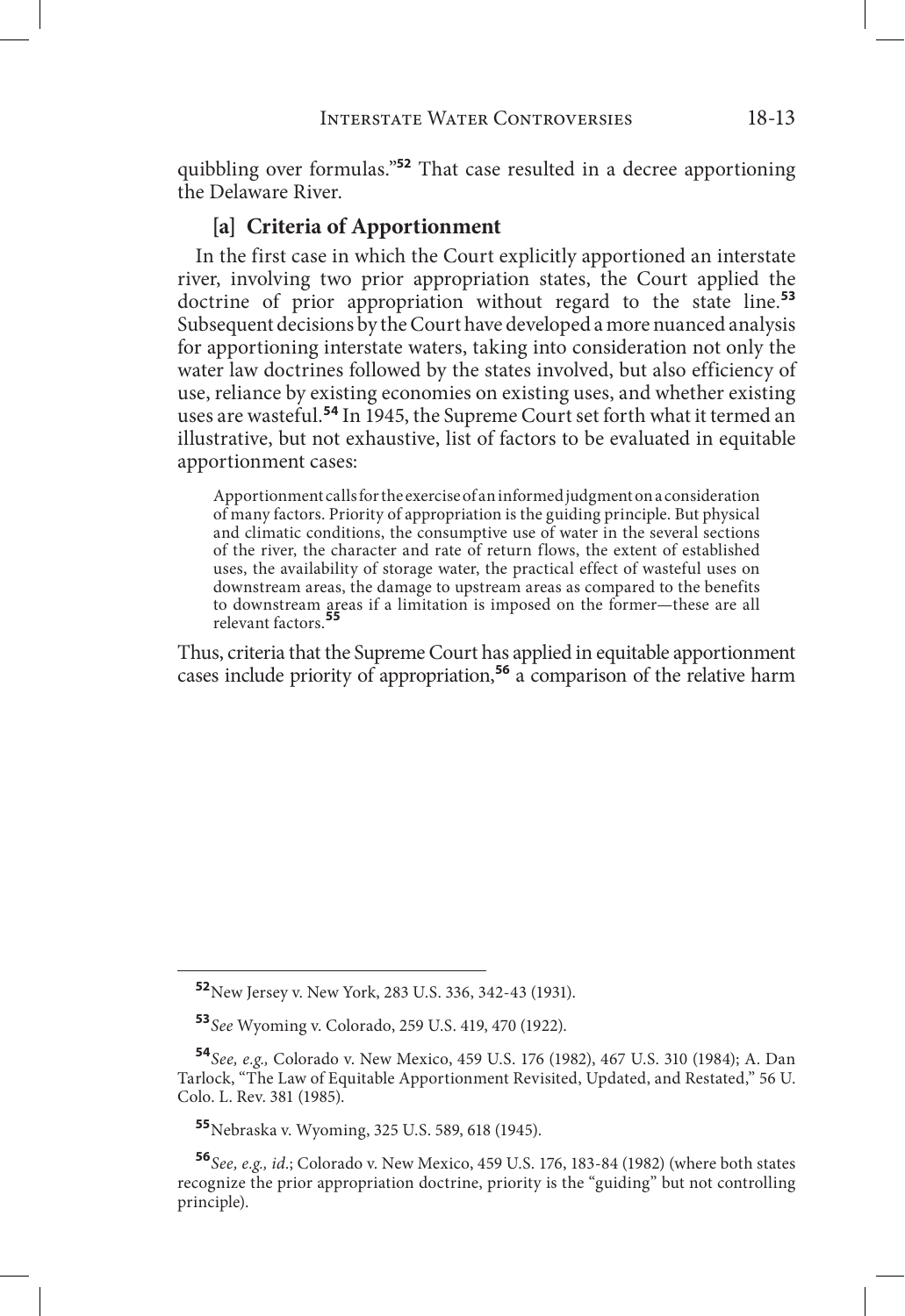quibbling over formulas."[52] That case resulted in a decree apportioning the Delaware River.

### [a] Criteria of Apportionment

In the first case in which the Court explicitly apportioned an interstate river, involving two prior appropriation states, the Court applied the doctrine of prior appropriation without regard to the state line.[53] Subsequent decisions by the Court have developed a more nuanced analysis for apportioning interstate waters, taking into consideration not only the water law doctrines followed by the states involved, but also efficiency of use, reliance by existing economies on existing uses, and whether existing uses are wasteful.[54] In 1945, the Supreme Court set forth what it termed an illustrative, but not exhaustive, list of factors to be evaluated in equitable apportionment cases:

> Apportionment calls for the exercise of an informed judgment on a consideration of many factors. Priority of appropriation is the guiding principle. But physical and climatic conditions, the consumptive use of water in the several sections of the river, the character and rate of return flows, the extent of established uses, the availability of storage water, the practical effect of wasteful uses on downstream areas, the damage to upstream areas as compared to the benefits to downstream areas if a limitation is imposed on the former—these are all relevant factors.[55]

Thus, criteria that the Supreme Court has applied in equitable apportionment cases include priority of appropriation,[56] a comparison of the relative harm

---

[52] New Jersey v. New York, 283 U.S. 336, 342-43 (1931).

[53] *See* Wyoming v. Colorado, 259 U.S. 419, 470 (1922).

[54] *See, e.g.,* Colorado v. New Mexico, 459 U.S. 176 (1982), 467 U.S. 310 (1984); A. Dan Tarlock, "The Law of Equitable Apportionment Revisited, Updated, and Restated," 56 U. Colo. L. Rev. 381 (1985).

[55] Nebraska v. Wyoming, 325 U.S. 589, 618 (1945).

[56] *See, e.g., id.*; Colorado v. New Mexico, 459 U.S. 176, 183-84 (1982) (where both states recognize the prior appropriation doctrine, priority is the "guiding" but not controlling principle).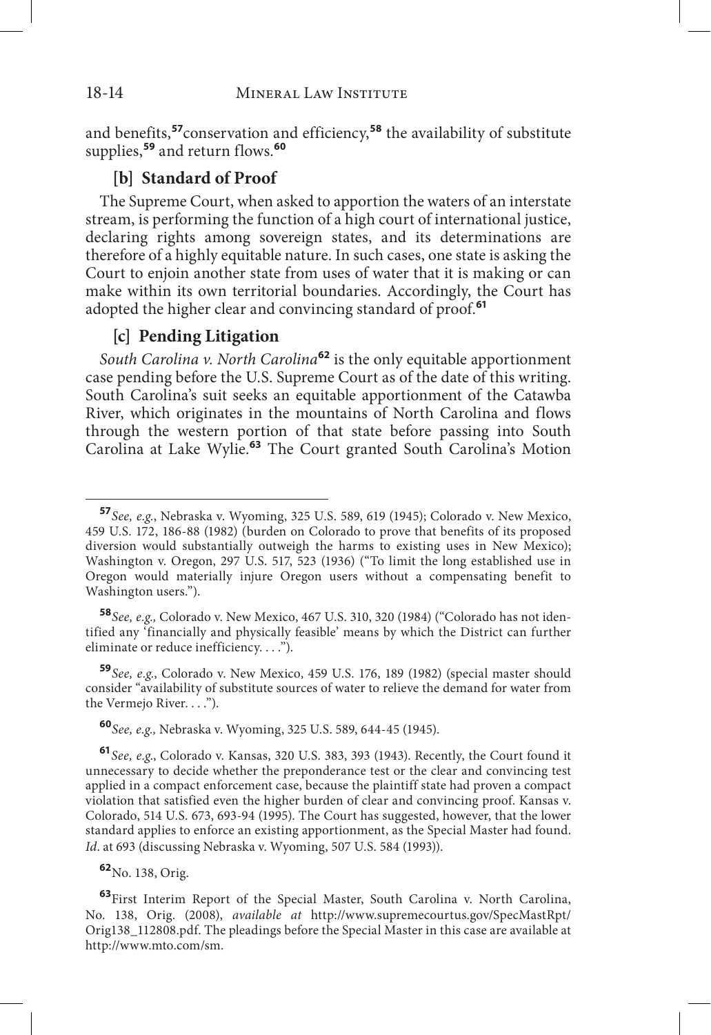and benefits,[57] conservation and efficiency,[58] the availability of substitute supplies,[59] and return flows.[60]

### [b] Standard of Proof

The Supreme Court, when asked to apportion the waters of an interstate stream, is performing the function of a high court of international justice, declaring rights among sovereign states, and its determinations are therefore of a highly equitable nature. In such cases, one state is asking the Court to enjoin another state from uses of water that it is making or can make within its own territorial boundaries. Accordingly, the Court has adopted the higher clear and convincing standard of proof.[61]

### [c] Pending Litigation

*South Carolina v. North Carolina*[62] is the only equitable apportionment case pending before the U.S. Supreme Court as of the date of this writing. South Carolina's suit seeks an equitable apportionment of the Catawba River, which originates in the mountains of North Carolina and flows through the western portion of that state before passing into South Carolina at Lake Wylie.[63] The Court granted South Carolina's Motion

---

[57] *See, e.g.*, Nebraska v. Wyoming, 325 U.S. 589, 619 (1945); Colorado v. New Mexico, 459 U.S. 172, 186-88 (1982) (burden on Colorado to prove that benefits of its proposed diversion would substantially outweigh the harms to existing uses in New Mexico); Washington v. Oregon, 297 U.S. 517, 523 (1936) ("To limit the long established use in Oregon would materially injure Oregon users without a compensating benefit to Washington users.").

[58] *See, e.g.,* Colorado v. New Mexico, 467 U.S. 310, 320 (1984) ("Colorado has not identified any 'financially and physically feasible' means by which the District can further eliminate or reduce inefficiency. . . .").

[59] *See, e.g.*, Colorado v. New Mexico, 459 U.S. 176, 189 (1982) (special master should consider "availability of substitute sources of water to relieve the demand for water from the Vermejo River. . . .").

[60] *See, e.g.,* Nebraska v. Wyoming, 325 U.S. 589, 644-45 (1945).

[61] *See, e.g.*, Colorado v. Kansas, 320 U.S. 383, 393 (1943). Recently, the Court found it unnecessary to decide whether the preponderance test or the clear and convincing test applied in a compact enforcement case, because the plaintiff state had proven a compact violation that satisfied even the higher burden of clear and convincing proof. Kansas v. Colorado, 514 U.S. 673, 693-94 (1995). The Court has suggested, however, that the lower standard applies to enforce an existing apportionment, as the Special Master had found. *Id*. at 693 (discussing Nebraska v. Wyoming, 507 U.S. 584 (1993)).

[62] No. 138, Orig.

[63] First Interim Report of the Special Master, South Carolina v. North Carolina, No. 138, Orig. (2008), *available at* http://www.supremecourtus.gov/SpecMastRpt/Orig138_112808.pdf. The pleadings before the Special Master in this case are available at http://www.mto.com/sm.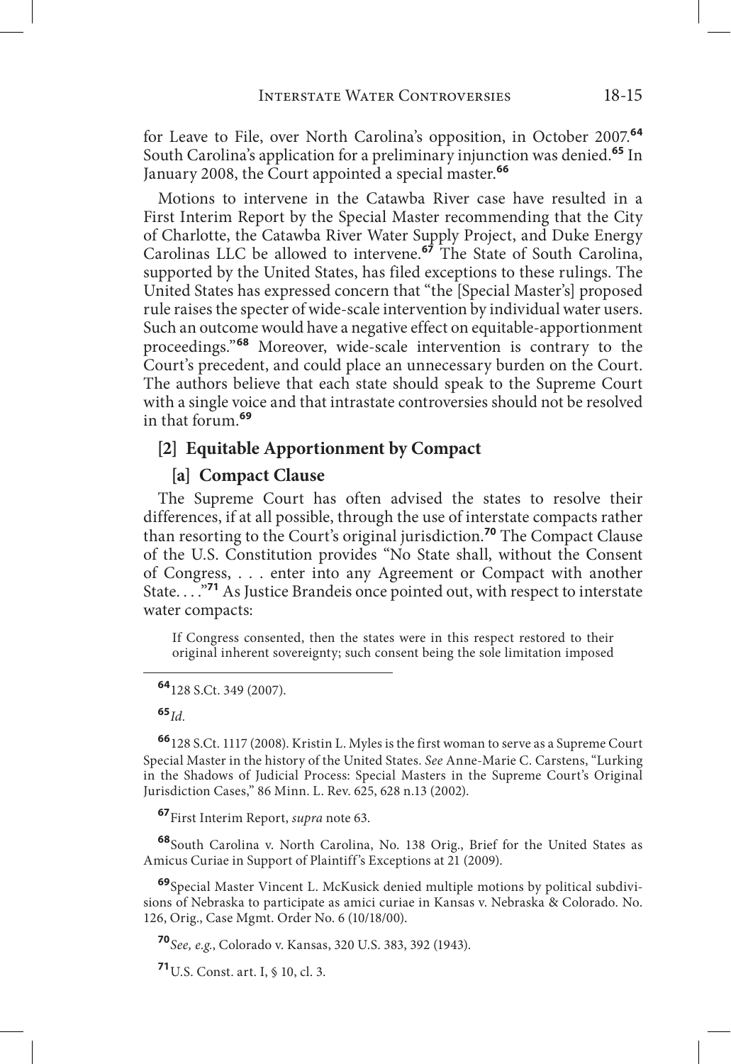for Leave to File, over North Carolina's opposition, in October 2007.[64] South Carolina's application for a preliminary injunction was denied.[65] In January 2008, the Court appointed a special master.[66]

Motions to intervene in the Catawba River case have resulted in a First Interim Report by the Special Master recommending that the City of Charlotte, the Catawba River Water Supply Project, and Duke Energy Carolinas LLC be allowed to intervene.[67] The State of South Carolina, supported by the United States, has filed exceptions to these rulings. The United States has expressed concern that "the [Special Master's] proposed rule raises the specter of wide-scale intervention by individual water users. Such an outcome would have a negative effect on equitable-apportionment proceedings."[68] Moreover, wide-scale intervention is contrary to the Court's precedent, and could place an unnecessary burden on the Court. The authors believe that each state should speak to the Supreme Court with a single voice and that intrastate controversies should not be resolved in that forum.[69]

### [2] Equitable Apportionment by Compact

#### [a] Compact Clause

The Supreme Court has often advised the states to resolve their differences, if at all possible, through the use of interstate compacts rather than resorting to the Court's original jurisdiction.[70] The Compact Clause of the U.S. Constitution provides "No State shall, without the Consent of Congress, . . . enter into any Agreement or Compact with another State. . . ."[71] As Justice Brandeis once pointed out, with respect to interstate water compacts:

> If Congress consented, then the states were in this respect restored to their original inherent sovereignty; such consent being the sole limitation imposed

---

[64] 128 S.Ct. 349 (2007).

[65] *Id.*

[66] 128 S.Ct. 1117 (2008). Kristin L. Myles is the first woman to serve as a Supreme Court Special Master in the history of the United States. *See* Anne-Marie C. Carstens, "Lurking in the Shadows of Judicial Process: Special Masters in the Supreme Court's Original Jurisdiction Cases," 86 Minn. L. Rev. 625, 628 n.13 (2002).

[67] First Interim Report, *supra* note 63.

[68] South Carolina v. North Carolina, No. 138 Orig., Brief for the United States as Amicus Curiae in Support of Plaintiff's Exceptions at 21 (2009).

[69] Special Master Vincent L. McKusick denied multiple motions by political subdivisions of Nebraska to participate as amici curiae in Kansas v. Nebraska & Colorado. No. 126, Orig., Case Mgmt. Order No. 6 (10/18/00).

[70] *See, e.g.*, Colorado v. Kansas, 320 U.S. 383, 392 (1943).

[71] U.S. Const. art. I, § 10, cl. 3.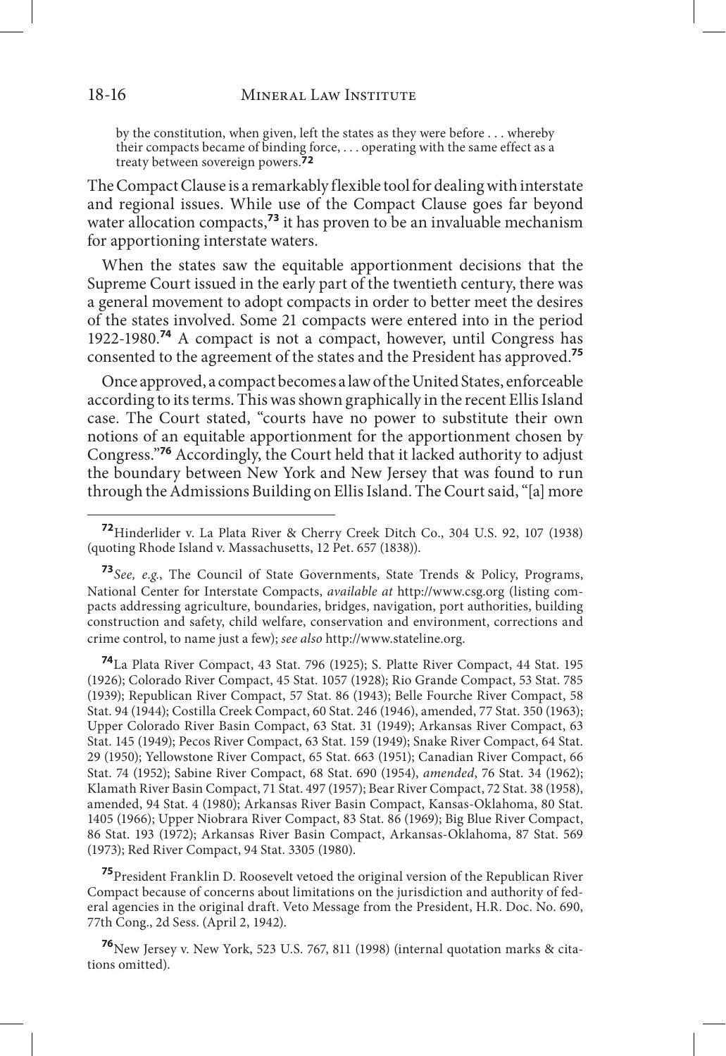> by the constitution, when given, left the states as they were before . . . whereby their compacts became of binding force, . . . operating with the same effect as a treaty between sovereign powers.[72]

The Compact Clause is a remarkably flexible tool for dealing with interstate and regional issues. While use of the Compact Clause goes far beyond water allocation compacts,[73] it has proven to be an invaluable mechanism for apportioning interstate waters.

When the states saw the equitable apportionment decisions that the Supreme Court issued in the early part of the twentieth century, there was a general movement to adopt compacts in order to better meet the desires of the states involved. Some 21 compacts were entered into in the period 1922-1980.[74] A compact is not a compact, however, until Congress has consented to the agreement of the states and the President has approved.[75]

Once approved, a compact becomes a law of the United States, enforceable according to its terms. This was shown graphically in the recent Ellis Island case. The Court stated, "courts have no power to substitute their own notions of an equitable apportionment for the apportionment chosen by Congress."[76] Accordingly, the Court held that it lacked authority to adjust the boundary between New York and New Jersey that was found to run through the Admissions Building on Ellis Island. The Court said, "[a] more

---

[72] Hinderlider v. La Plata River & Cherry Creek Ditch Co., 304 U.S. 92, 107 (1938) (quoting Rhode Island v. Massachusetts, 12 Pet. 657 (1838)).

[73] *See, e.g.*, The Council of State Governments, State Trends & Policy, Programs, National Center for Interstate Compacts, *available at* http://www.csg.org (listing compacts addressing agriculture, boundaries, bridges, navigation, port authorities, building construction and safety, child welfare, conservation and environment, corrections and crime control, to name just a few); *see also* http://www.stateline.org.

[74] La Plata River Compact, 43 Stat. 796 (1925); S. Platte River Compact, 44 Stat. 195 (1926); Colorado River Compact, 45 Stat. 1057 (1928); Rio Grande Compact, 53 Stat. 785 (1939); Republican River Compact, 57 Stat. 86 (1943); Belle Fourche River Compact, 58 Stat. 94 (1944); Costilla Creek Compact, 60 Stat. 246 (1946), amended, 77 Stat. 350 (1963); Upper Colorado River Basin Compact, 63 Stat. 31 (1949); Arkansas River Compact, 63 Stat. 145 (1949); Pecos River Compact, 63 Stat. 159 (1949); Snake River Compact, 64 Stat. 29 (1950); Yellowstone River Compact, 65 Stat. 663 (1951); Canadian River Compact, 66 Stat. 74 (1952); Sabine River Compact, 68 Stat. 690 (1954), *amended*, 76 Stat. 34 (1962); Klamath River Basin Compact, 71 Stat. 497 (1957); Bear River Compact, 72 Stat. 38 (1958), amended, 94 Stat. 4 (1980); Arkansas River Basin Compact, Kansas-Oklahoma, 80 Stat. 1405 (1966); Upper Niobrara River Compact, 83 Stat. 86 (1969); Big Blue River Compact, 86 Stat. 193 (1972); Arkansas River Basin Compact, Arkansas-Oklahoma, 87 Stat. 569 (1973); Red River Compact, 94 Stat. 3305 (1980).

[75] President Franklin D. Roosevelt vetoed the original version of the Republican River Compact because of concerns about limitations on the jurisdiction and authority of federal agencies in the original draft. Veto Message from the President, H.R. Doc. No. 690, 77th Cong., 2d Sess. (April 2, 1942).

[76] New Jersey v. New York, 523 U.S. 767, 811 (1998) (internal quotation marks & citations omitted).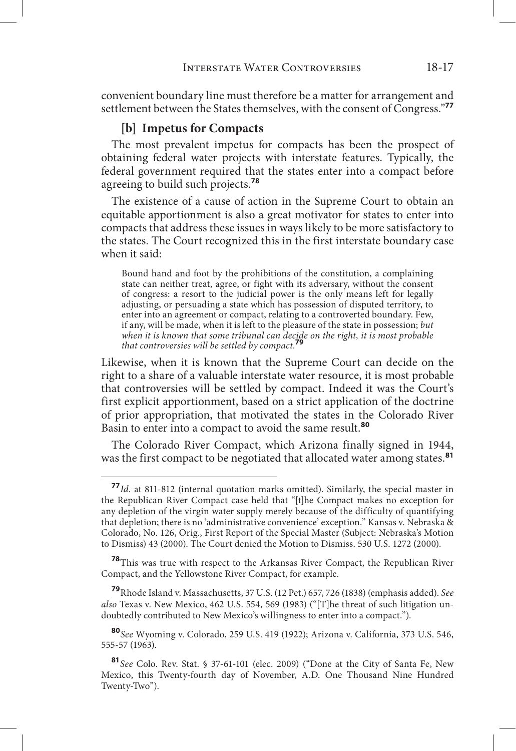convenient boundary line must therefore be a matter for arrangement and settlement between the States themselves, with the consent of Congress."[77]

### [b] Impetus for Compacts

The most prevalent impetus for compacts has been the prospect of obtaining federal water projects with interstate features. Typically, the federal government required that the states enter into a compact before agreeing to build such projects.[78]

The existence of a cause of action in the Supreme Court to obtain an equitable apportionment is also a great motivator for states to enter into compacts that address these issues in ways likely to be more satisfactory to the states. The Court recognized this in the first interstate boundary case when it said:

> Bound hand and foot by the prohibitions of the constitution, a complaining state can neither treat, agree, or fight with its adversary, without the consent of congress: a resort to the judicial power is the only means left for legally adjusting, or persuading a state which has possession of disputed territory, to enter into an agreement or compact, relating to a controverted boundary. Few, if any, will be made, when it is left to the pleasure of the state in possession; *but when it is known that some tribunal can decide on the right, it is most probable that controversies will be settled by compact.*[79]

Likewise, when it is known that the Supreme Court can decide on the right to a share of a valuable interstate water resource, it is most probable that controversies will be settled by compact. Indeed it was the Court's first explicit apportionment, based on a strict application of the doctrine of prior appropriation, that motivated the states in the Colorado River Basin to enter into a compact to avoid the same result.[80]

The Colorado River Compact, which Arizona finally signed in 1944, was the first compact to be negotiated that allocated water among states.[81]

---

[77] *Id.* at 811-812 (internal quotation marks omitted). Similarly, the special master in the Republican River Compact case held that "[t]he Compact makes no exception for any depletion of the virgin water supply merely because of the difficulty of quantifying that depletion; there is no 'administrative convenience' exception." Kansas v. Nebraska & Colorado, No. 126, Orig., First Report of the Special Master (Subject: Nebraska's Motion to Dismiss) 43 (2000). The Court denied the Motion to Dismiss. 530 U.S. 1272 (2000).

[78] This was true with respect to the Arkansas River Compact, the Republican River Compact, and the Yellowstone River Compact, for example.

[79] Rhode Island v. Massachusetts, 37 U.S. (12 Pet.) 657, 726 (1838) (emphasis added). *See also* Texas v. New Mexico, 462 U.S. 554, 569 (1983) ("[T]he threat of such litigation undoubtedly contributed to New Mexico's willingness to enter into a compact.").

[80] *See* Wyoming v. Colorado, 259 U.S. 419 (1922); Arizona v. California, 373 U.S. 546, 555-57 (1963).

[81] *See* Colo. Rev. Stat. § 37-61-101 (elec. 2009) ("Done at the City of Santa Fe, New Mexico, this Twenty-fourth day of November, A.D. One Thousand Nine Hundred Twenty-Two").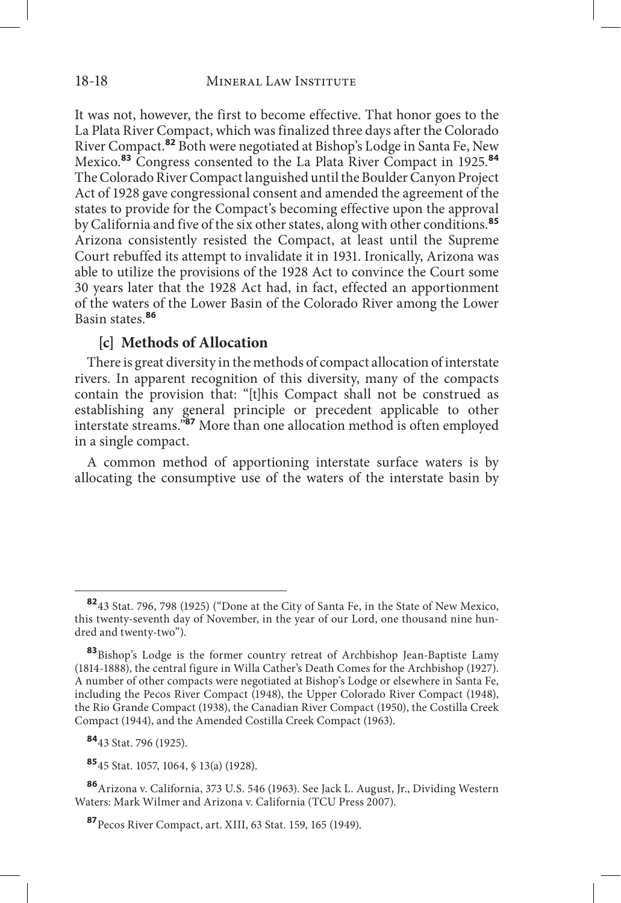It was not, however, the first to become effective. That honor goes to the La Plata River Compact, which was finalized three days after the Colorado River Compact.[82] Both were negotiated at Bishop's Lodge in Santa Fe, New Mexico.[83] Congress consented to the La Plata River Compact in 1925.[84] The Colorado River Compact languished until the Boulder Canyon Project Act of 1928 gave congressional consent and amended the agreement of the states to provide for the Compact's becoming effective upon the approval by California and five of the six other states, along with other conditions.[85] Arizona consistently resisted the Compact, at least until the Supreme Court rebuffed its attempt to invalidate it in 1931. Ironically, Arizona was able to utilize the provisions of the 1928 Act to convince the Court some 30 years later that the 1928 Act had, in fact, effected an apportionment of the waters of the Lower Basin of the Colorado River among the Lower Basin states.[86]

### [c] Methods of Allocation

There is great diversity in the methods of compact allocation of interstate rivers. In apparent recognition of this diversity, many of the compacts contain the provision that: "[t]his Compact shall not be construed as establishing any general principle or precedent applicable to other interstate streams."[87] More than one allocation method is often employed in a single compact.

A common method of apportioning interstate surface waters is by allocating the consumptive use of the waters of the interstate basin by

---

[82] 43 Stat. 796, 798 (1925) ("Done at the City of Santa Fe, in the State of New Mexico, this twenty-seventh day of November, in the year of our Lord, one thousand nine hundred and twenty-two").

[83] Bishop's Lodge is the former country retreat of Archbishop Jean-Baptiste Lamy (1814-1888), the central figure in Willa Cather's Death Comes for the Archbishop (1927). A number of other compacts were negotiated at Bishop's Lodge or elsewhere in Santa Fe, including the Pecos River Compact (1948), the Upper Colorado River Compact (1948), the Rio Grande Compact (1938), the Canadian River Compact (1950), the Costilla Creek Compact (1944), and the Amended Costilla Creek Compact (1963).

[84] 43 Stat. 796 (1925).

[85] 45 Stat. 1057, 1064, § 13(a) (1928).

[86] Arizona v. California, 373 U.S. 546 (1963). See Jack L. August, Jr., Dividing Western Waters: Mark Wilmer and Arizona v. California (TCU Press 2007).

[87] Pecos River Compact, art. XIII, 63 Stat. 159, 165 (1949).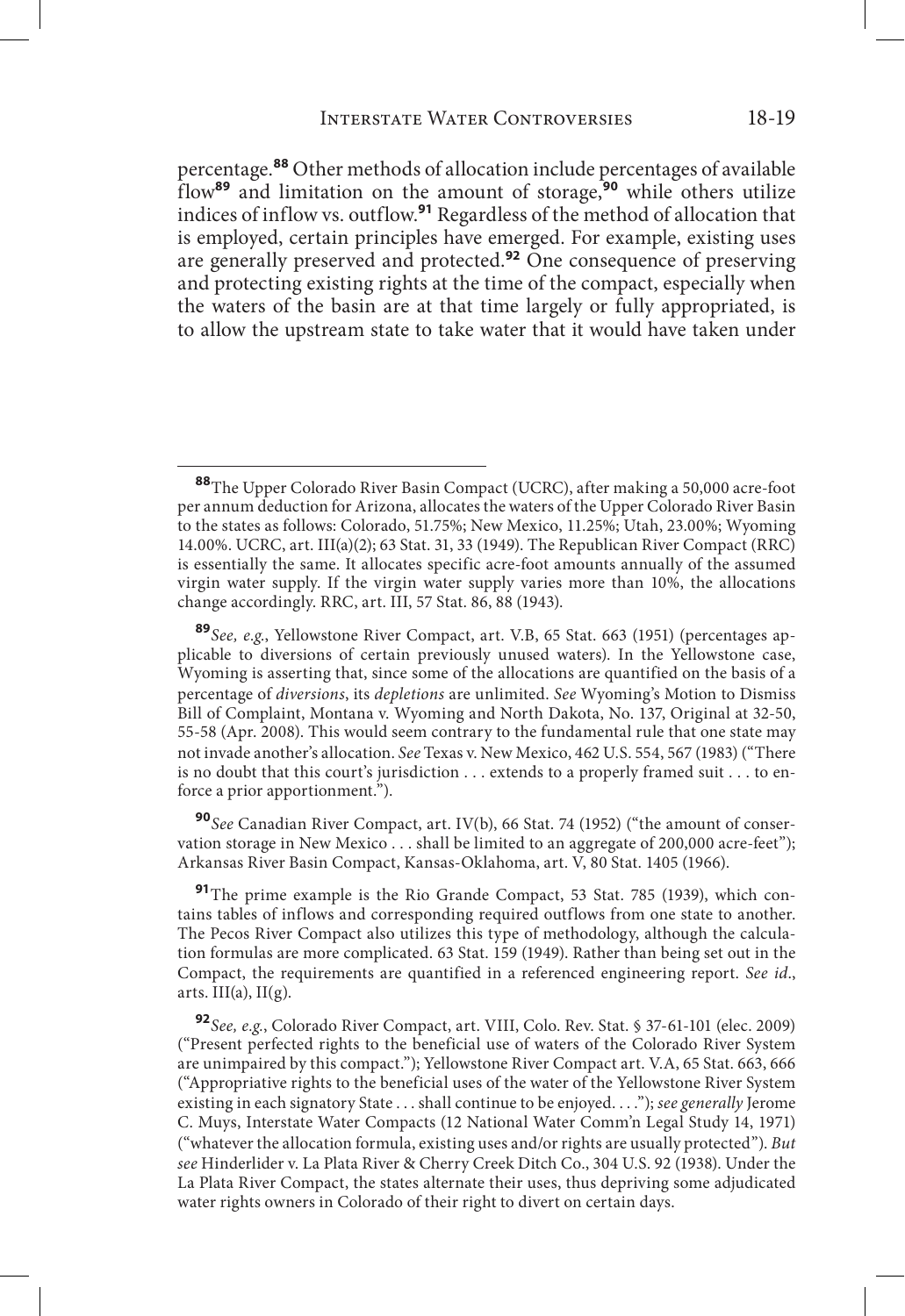percentage.[88] Other methods of allocation include percentages of available flow[89] and limitation on the amount of storage,[90] while others utilize indices of inflow vs. outflow.[91] Regardless of the method of allocation that is employed, certain principles have emerged. For example, existing uses are generally preserved and protected.[92] One consequence of preserving and protecting existing rights at the time of the compact, especially when the waters of the basin are at that time largely or fully appropriated, is to allow the upstream state to take water that it would have taken under

---

[88] The Upper Colorado River Basin Compact (UCRC), after making a 50,000 acre-foot per annum deduction for Arizona, allocates the waters of the Upper Colorado River Basin to the states as follows: Colorado, 51.75%; New Mexico, 11.25%; Utah, 23.00%; Wyoming 14.00%. UCRC, art. III(a)(2); 63 Stat. 31, 33 (1949). The Republican River Compact (RRC) is essentially the same. It allocates specific acre-foot amounts annually of the assumed virgin water supply. If the virgin water supply varies more than 10%, the allocations change accordingly. RRC, art. III, 57 Stat. 86, 88 (1943).

[89] *See, e.g.*, Yellowstone River Compact, art. V.B, 65 Stat. 663 (1951) (percentages applicable to diversions of certain previously unused waters). In the Yellowstone case, Wyoming is asserting that, since some of the allocations are quantified on the basis of a percentage of *diversions*, its *depletions* are unlimited. *See* Wyoming's Motion to Dismiss Bill of Complaint, Montana v. Wyoming and North Dakota, No. 137, Original at 32-50, 55-58 (Apr. 2008). This would seem contrary to the fundamental rule that one state may not invade another's allocation. *See* Texas v. New Mexico, 462 U.S. 554, 567 (1983) ("There is no doubt that this court's jurisdiction . . . extends to a properly framed suit . . . to enforce a prior apportionment.").

[90] *See* Canadian River Compact, art. IV(b), 66 Stat. 74 (1952) ("the amount of conservation storage in New Mexico . . . shall be limited to an aggregate of 200,000 acre-feet"); Arkansas River Basin Compact, Kansas-Oklahoma, art. V, 80 Stat. 1405 (1966).

[91] The prime example is the Rio Grande Compact, 53 Stat. 785 (1939), which contains tables of inflows and corresponding required outflows from one state to another. The Pecos River Compact also utilizes this type of methodology, although the calculation formulas are more complicated. 63 Stat. 159 (1949). Rather than being set out in the Compact, the requirements are quantified in a referenced engineering report. *See id.*, arts. III(a), II(g).

[92] *See, e.g.*, Colorado River Compact, art. VIII, Colo. Rev. Stat. § 37-61-101 (elec. 2009) ("Present perfected rights to the beneficial use of waters of the Colorado River System are unimpaired by this compact."); Yellowstone River Compact art. V.A, 65 Stat. 663, 666 ("Appropriative rights to the beneficial uses of the water of the Yellowstone River System existing in each signatory State . . . shall continue to be enjoyed. . . ."); *see generally* Jerome C. Muys, Interstate Water Compacts (12 National Water Comm'n Legal Study 14, 1971) ("whatever the allocation formula, existing uses and/or rights are usually protected"). *But see* Hinderlider v. La Plata River & Cherry Creek Ditch Co., 304 U.S. 92 (1938). Under the La Plata River Compact, the states alternate their uses, thus depriving some adjudicated water rights owners in Colorado of their right to divert on certain days.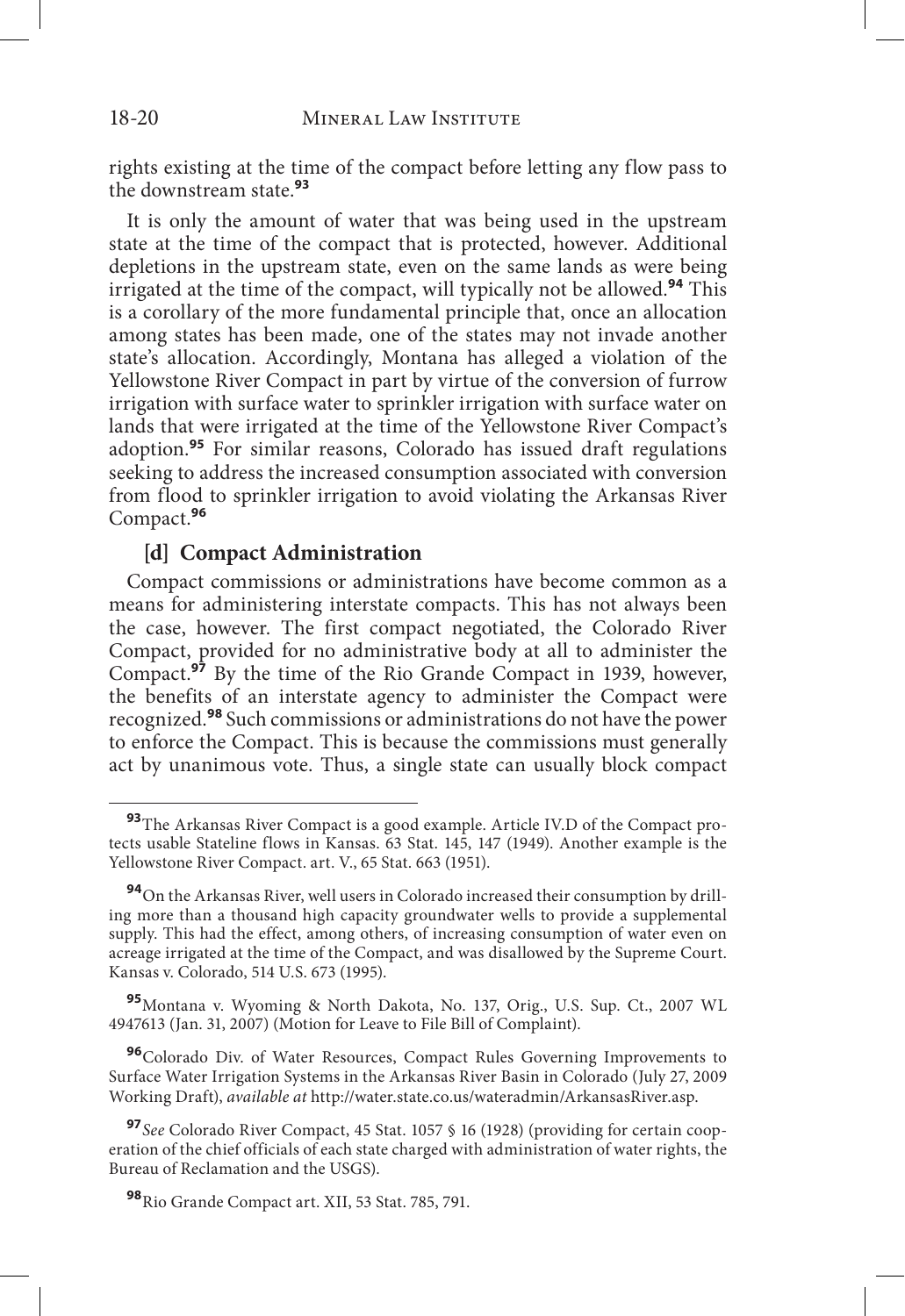rights existing at the time of the compact before letting any flow pass to the downstream state.[93]

It is only the amount of water that was being used in the upstream state at the time of the compact that is protected, however. Additional depletions in the upstream state, even on the same lands as were being irrigated at the time of the compact, will typically not be allowed.[94] This is a corollary of the more fundamental principle that, once an allocation among states has been made, one of the states may not invade another state's allocation. Accordingly, Montana has alleged a violation of the Yellowstone River Compact in part by virtue of the conversion of furrow irrigation with surface water to sprinkler irrigation with surface water on lands that were irrigated at the time of the Yellowstone River Compact's adoption.[95] For similar reasons, Colorado has issued draft regulations seeking to address the increased consumption associated with conversion from flood to sprinkler irrigation to avoid violating the Arkansas River Compact.[96]

### [d] Compact Administration

Compact commissions or administrations have become common as a means for administering interstate compacts. This has not always been the case, however. The first compact negotiated, the Colorado River Compact, provided for no administrative body at all to administer the Compact.[97] By the time of the Rio Grande Compact in 1939, however, the benefits of an interstate agency to administer the Compact were recognized.[98] Such commissions or administrations do not have the power to enforce the Compact. This is because the commissions must generally act by unanimous vote. Thus, a single state can usually block compact

---

[93] The Arkansas River Compact is a good example. Article IV.D of the Compact protects usable Stateline flows in Kansas. 63 Stat. 145, 147 (1949). Another example is the Yellowstone River Compact. art. V., 65 Stat. 663 (1951).

[94] On the Arkansas River, well users in Colorado increased their consumption by drilling more than a thousand high capacity groundwater wells to provide a supplemental supply. This had the effect, among others, of increasing consumption of water even on acreage irrigated at the time of the Compact, and was disallowed by the Supreme Court. Kansas v. Colorado, 514 U.S. 673 (1995).

[95] Montana v. Wyoming & North Dakota, No. 137, Orig., U.S. Sup. Ct., 2007 WL 4947613 (Jan. 31, 2007) (Motion for Leave to File Bill of Complaint).

[96] Colorado Div. of Water Resources, Compact Rules Governing Improvements to Surface Water Irrigation Systems in the Arkansas River Basin in Colorado (July 27, 2009 Working Draft), *available at* http://water.state.co.us/wateradmin/ArkansasRiver.asp.

[97] *See* Colorado River Compact, 45 Stat. 1057 § 16 (1928) (providing for certain cooperation of the chief officials of each state charged with administration of water rights, the Bureau of Reclamation and the USGS).

[98] Rio Grande Compact art. XII, 53 Stat. 785, 791.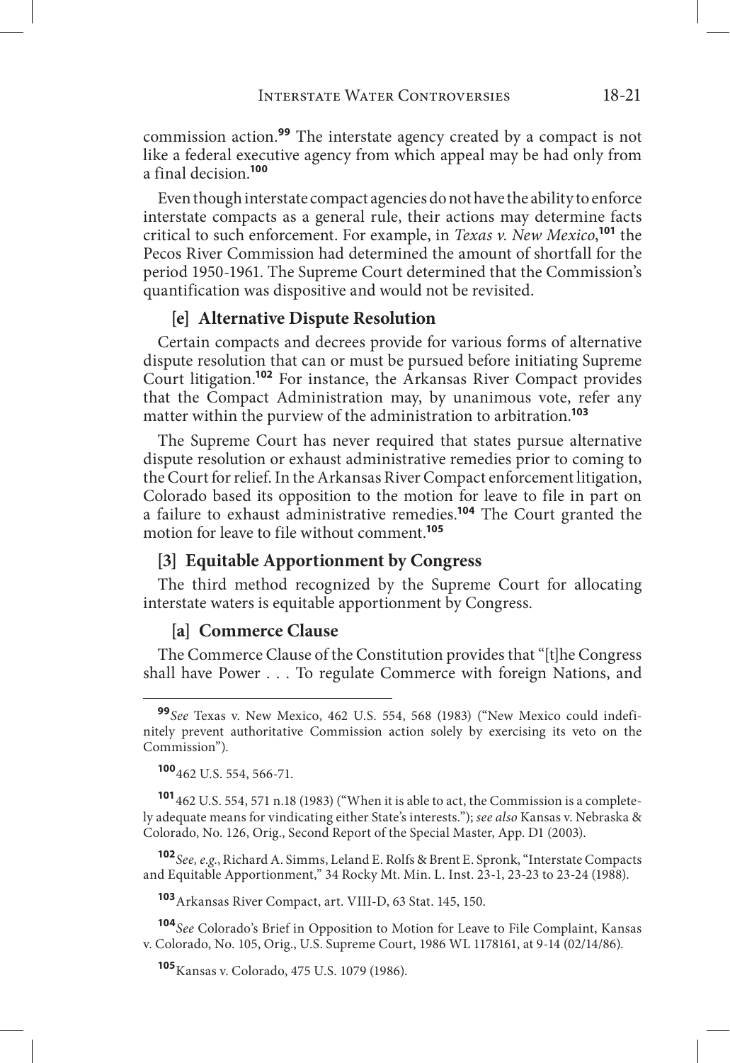commission action.[99] The interstate agency created by a compact is not like a federal executive agency from which appeal may be had only from a final decision.[100]

Even though interstate compact agencies do not have the ability to enforce interstate compacts as a general rule, their actions may determine facts critical to such enforcement. For example, in *Texas v. New Mexico*,[101] the Pecos River Commission had determined the amount of shortfall for the period 1950-1961. The Supreme Court determined that the Commission's quantification was dispositive and would not be revisited.

#### [e] Alternative Dispute Resolution

Certain compacts and decrees provide for various forms of alternative dispute resolution that can or must be pursued before initiating Supreme Court litigation.[102] For instance, the Arkansas River Compact provides that the Compact Administration may, by unanimous vote, refer any matter within the purview of the administration to arbitration.[103]

The Supreme Court has never required that states pursue alternative dispute resolution or exhaust administrative remedies prior to coming to the Court for relief. In the Arkansas River Compact enforcement litigation, Colorado based its opposition to the motion for leave to file in part on a failure to exhaust administrative remedies.[104] The Court granted the motion for leave to file without comment.[105]

### [3] Equitable Apportionment by Congress

The third method recognized by the Supreme Court for allocating interstate waters is equitable apportionment by Congress.

#### [a] Commerce Clause

The Commerce Clause of the Constitution provides that "[t]he Congress shall have Power . . . To regulate Commerce with foreign Nations, and

---

[99] *See* Texas v. New Mexico, 462 U.S. 554, 568 (1983) ("New Mexico could indefinitely prevent authoritative Commission action solely by exercising its veto on the Commission").

[100] 462 U.S. 554, 566-71.

[101] 462 U.S. 554, 571 n.18 (1983) ("When it is able to act, the Commission is a completely adequate means for vindicating either State's interests."); *see also* Kansas v. Nebraska & Colorado, No. 126, Orig., Second Report of the Special Master, App. D1 (2003).

[102] *See, e.g.*, Richard A. Simms, Leland E. Rolfs & Brent E. Spronk, "Interstate Compacts and Equitable Apportionment," 34 Rocky Mt. Min. L. Inst. 23-1, 23-23 to 23-24 (1988).

[103] Arkansas River Compact, art. VIII-D, 63 Stat. 145, 150.

[104] *See* Colorado's Brief in Opposition to Motion for Leave to File Complaint, Kansas v. Colorado, No. 105, Orig., U.S. Supreme Court, 1986 WL 1178161, at 9-14 (02/14/86).

[105] Kansas v. Colorado, 475 U.S. 1079 (1986).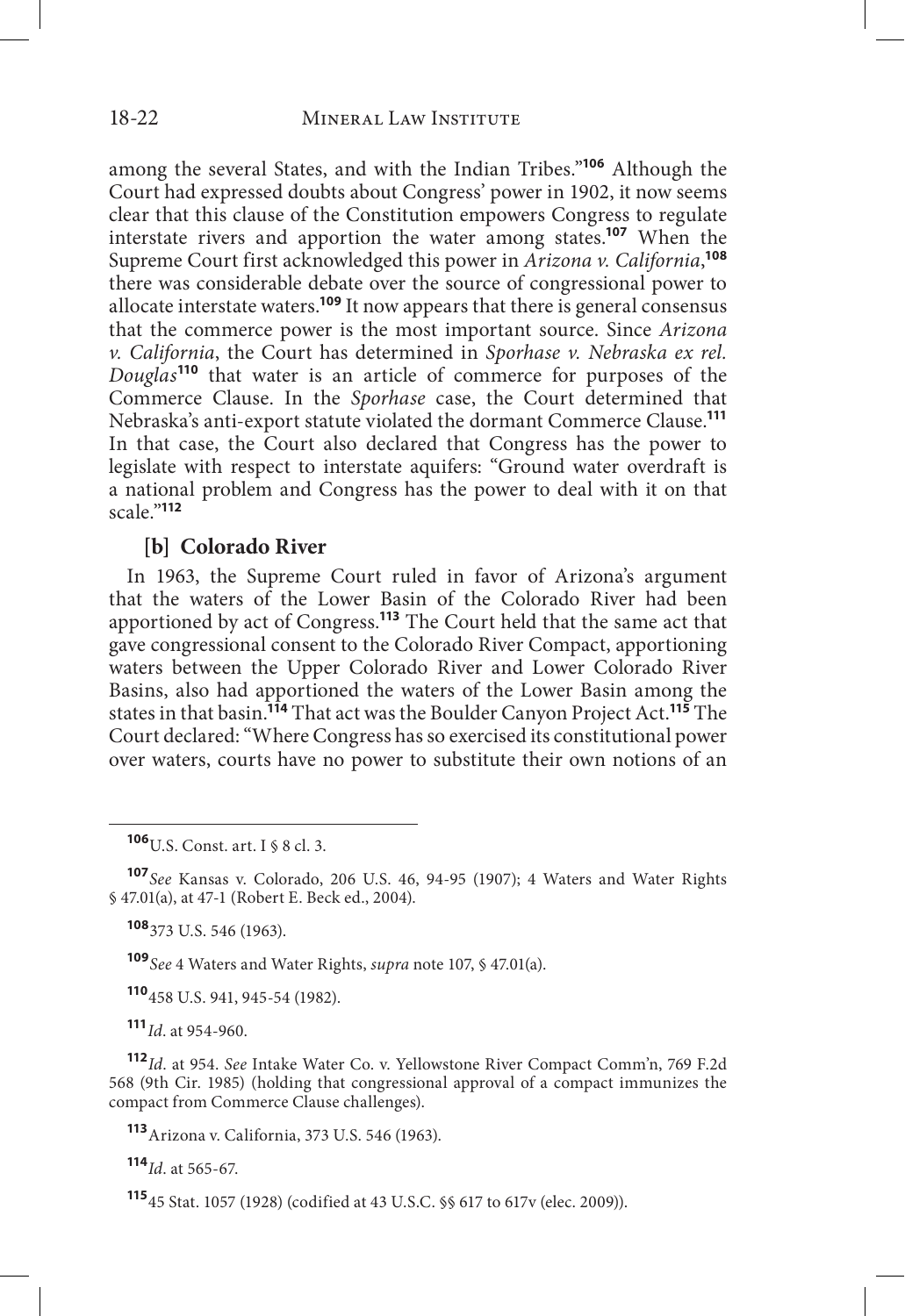among the several States, and with the Indian Tribes."[106] Although the Court had expressed doubts about Congress' power in 1902, it now seems clear that this clause of the Constitution empowers Congress to regulate interstate rivers and apportion the water among states.[107] When the Supreme Court first acknowledged this power in *Arizona v. California*,[108] there was considerable debate over the source of congressional power to allocate interstate waters.[109] It now appears that there is general consensus that the commerce power is the most important source. Since *Arizona v. California*, the Court has determined in *Sporhase v. Nebraska ex rel. Douglas*[110] that water is an article of commerce for purposes of the Commerce Clause. In the *Sporhase* case, the Court determined that Nebraska's anti-export statute violated the dormant Commerce Clause.[111] In that case, the Court also declared that Congress has the power to legislate with respect to interstate aquifers: "Ground water overdraft is a national problem and Congress has the power to deal with it on that scale."[112]

### [b] Colorado River

In 1963, the Supreme Court ruled in favor of Arizona's argument that the waters of the Lower Basin of the Colorado River had been apportioned by act of Congress.[113] The Court held that the same act that gave congressional consent to the Colorado River Compact, apportioning waters between the Upper Colorado River and Lower Colorado River Basins, also had apportioned the waters of the Lower Basin among the states in that basin.[114] That act was the Boulder Canyon Project Act.[115] The Court declared: "Where Congress has so exercised its constitutional power over waters, courts have no power to substitute their own notions of an

---

[106] U.S. Const. art. I § 8 cl. 3.

[107] *See* Kansas v. Colorado, 206 U.S. 46, 94-95 (1907); 4 Waters and Water Rights § 47.01(a), at 47-1 (Robert E. Beck ed., 2004).

[108] 373 U.S. 546 (1963).

[109] *See* 4 Waters and Water Rights, *supra* note 107, § 47.01(a).

[110] 458 U.S. 941, 945-54 (1982).

[111] *Id*. at 954-960.

[112] *Id*. at 954. *See* Intake Water Co. v. Yellowstone River Compact Comm'n, 769 F.2d 568 (9th Cir. 1985) (holding that congressional approval of a compact immunizes the compact from Commerce Clause challenges).

[113] Arizona v. California, 373 U.S. 546 (1963).

[114] *Id*. at 565-67.

[115] 45 Stat. 1057 (1928) (codified at 43 U.S.C. §§ 617 to 617v (elec. 2009)).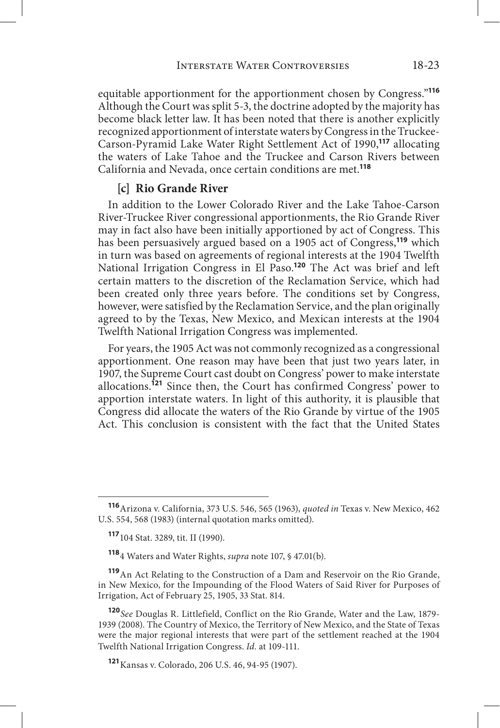equitable apportionment for the apportionment chosen by Congress."[116] Although the Court was split 5-3, the doctrine adopted by the majority has become black letter law. It has been noted that there is another explicitly recognized apportionment of interstate waters by Congress in the Truckee-Carson-Pyramid Lake Water Right Settlement Act of 1990,[117] allocating the waters of Lake Tahoe and the Truckee and Carson Rivers between California and Nevada, once certain conditions are met.[118]

### [c] Rio Grande River

In addition to the Lower Colorado River and the Lake Tahoe-Carson River-Truckee River congressional apportionments, the Rio Grande River may in fact also have been initially apportioned by act of Congress. This has been persuasively argued based on a 1905 act of Congress,[119] which in turn was based on agreements of regional interests at the 1904 Twelfth National Irrigation Congress in El Paso.[120] The Act was brief and left certain matters to the discretion of the Reclamation Service, which had been created only three years before. The conditions set by Congress, however, were satisfied by the Reclamation Service, and the plan originally agreed to by the Texas, New Mexico, and Mexican interests at the 1904 Twelfth National Irrigation Congress was implemented.

For years, the 1905 Act was not commonly recognized as a congressional apportionment. One reason may have been that just two years later, in 1907, the Supreme Court cast doubt on Congress' power to make interstate allocations.[121] Since then, the Court has confirmed Congress' power to apportion interstate waters. In light of this authority, it is plausible that Congress did allocate the waters of the Rio Grande by virtue of the 1905 Act. This conclusion is consistent with the fact that the United States

---

[116] Arizona v. California, 373 U.S. 546, 565 (1963), *quoted in* Texas v. New Mexico, 462 U.S. 554, 568 (1983) (internal quotation marks omitted).

[117] 104 Stat. 3289, tit. II (1990).

[118] 4 Waters and Water Rights, *supra* note 107, § 47.01(b).

[119] An Act Relating to the Construction of a Dam and Reservoir on the Rio Grande, in New Mexico, for the Impounding of the Flood Waters of Said River for Purposes of Irrigation, Act of February 25, 1905, 33 Stat. 814.

[120] *See* Douglas R. Littlefield, Conflict on the Rio Grande, Water and the Law, 1879-1939 (2008). The Country of Mexico, the Territory of New Mexico, and the State of Texas were the major regional interests that were part of the settlement reached at the 1904 Twelfth National Irrigation Congress. *Id.* at 109-111.

[121] Kansas v. Colorado, 206 U.S. 46, 94-95 (1907).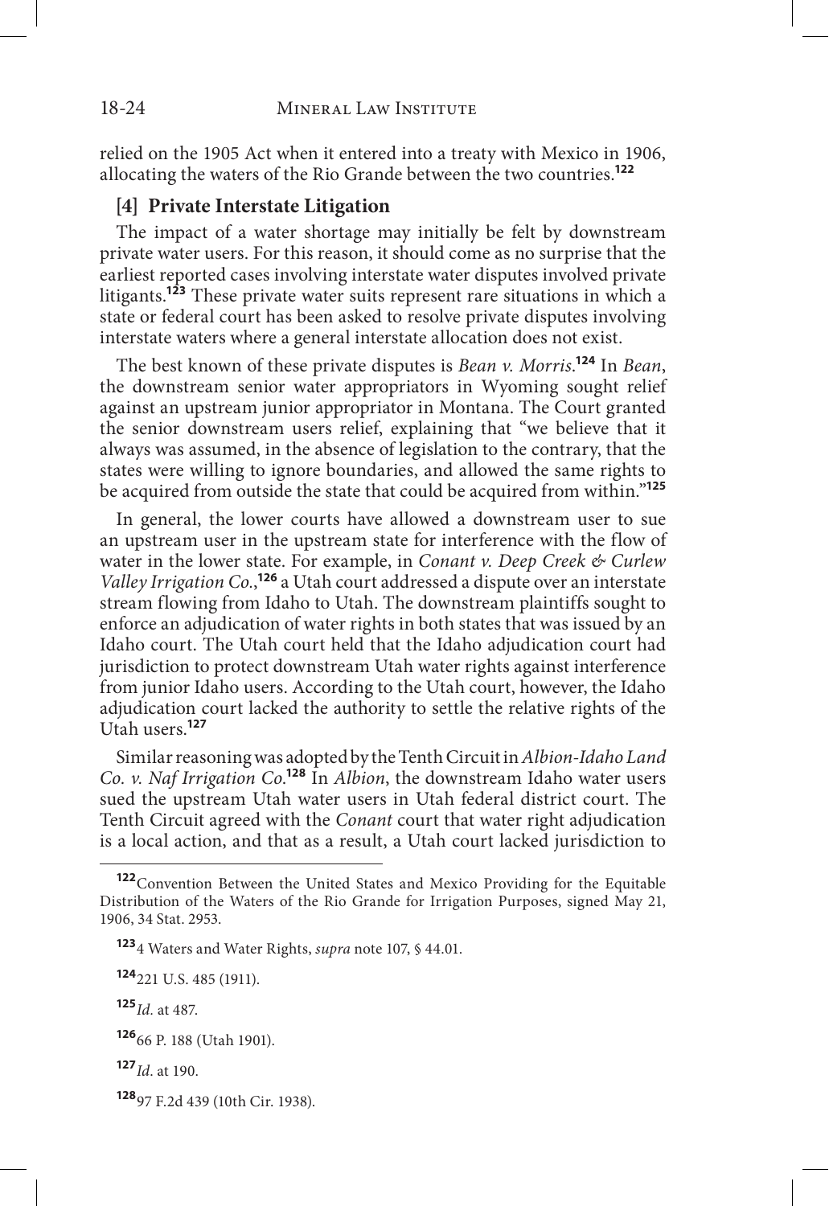relied on the 1905 Act when it entered into a treaty with Mexico in 1906, allocating the waters of the Rio Grande between the two countries.[122]

### [4] Private Interstate Litigation

The impact of a water shortage may initially be felt by downstream private water users. For this reason, it should come as no surprise that the earliest reported cases involving interstate water disputes involved private litigants.[123] These private water suits represent rare situations in which a state or federal court has been asked to resolve private disputes involving interstate waters where a general interstate allocation does not exist.

The best known of these private disputes is *Bean v. Morris*.[124] In *Bean*, the downstream senior water appropriators in Wyoming sought relief against an upstream junior appropriator in Montana. The Court granted the senior downstream users relief, explaining that "we believe that it always was assumed, in the absence of legislation to the contrary, that the states were willing to ignore boundaries, and allowed the same rights to be acquired from outside the state that could be acquired from within."[125]

In general, the lower courts have allowed a downstream user to sue an upstream user in the upstream state for interference with the flow of water in the lower state. For example, in *Conant v. Deep Creek & Curlew Valley Irrigation Co.*,[126] a Utah court addressed a dispute over an interstate stream flowing from Idaho to Utah. The downstream plaintiffs sought to enforce an adjudication of water rights in both states that was issued by an Idaho court. The Utah court held that the Idaho adjudication court had jurisdiction to protect downstream Utah water rights against interference from junior Idaho users. According to the Utah court, however, the Idaho adjudication court lacked the authority to settle the relative rights of the Utah users.[127]

Similar reasoning was adopted by the Tenth Circuit in *Albion-Idaho Land Co. v. Naf Irrigation Co.*[128] In *Albion*, the downstream Idaho water users sued the upstream Utah water users in Utah federal district court. The Tenth Circuit agreed with the *Conant* court that water right adjudication is a local action, and that as a result, a Utah court lacked jurisdiction to

---

[122] Convention Between the United States and Mexico Providing for the Equitable Distribution of the Waters of the Rio Grande for Irrigation Purposes, signed May 21, 1906, 34 Stat. 2953.

[123] 4 Waters and Water Rights, *supra* note 107, § 44.01.

[124] 221 U.S. 485 (1911).

[125] *Id.* at 487.

[126] 66 P. 188 (Utah 1901).

[127] *Id.* at 190.

[128] 97 F.2d 439 (10th Cir. 1938).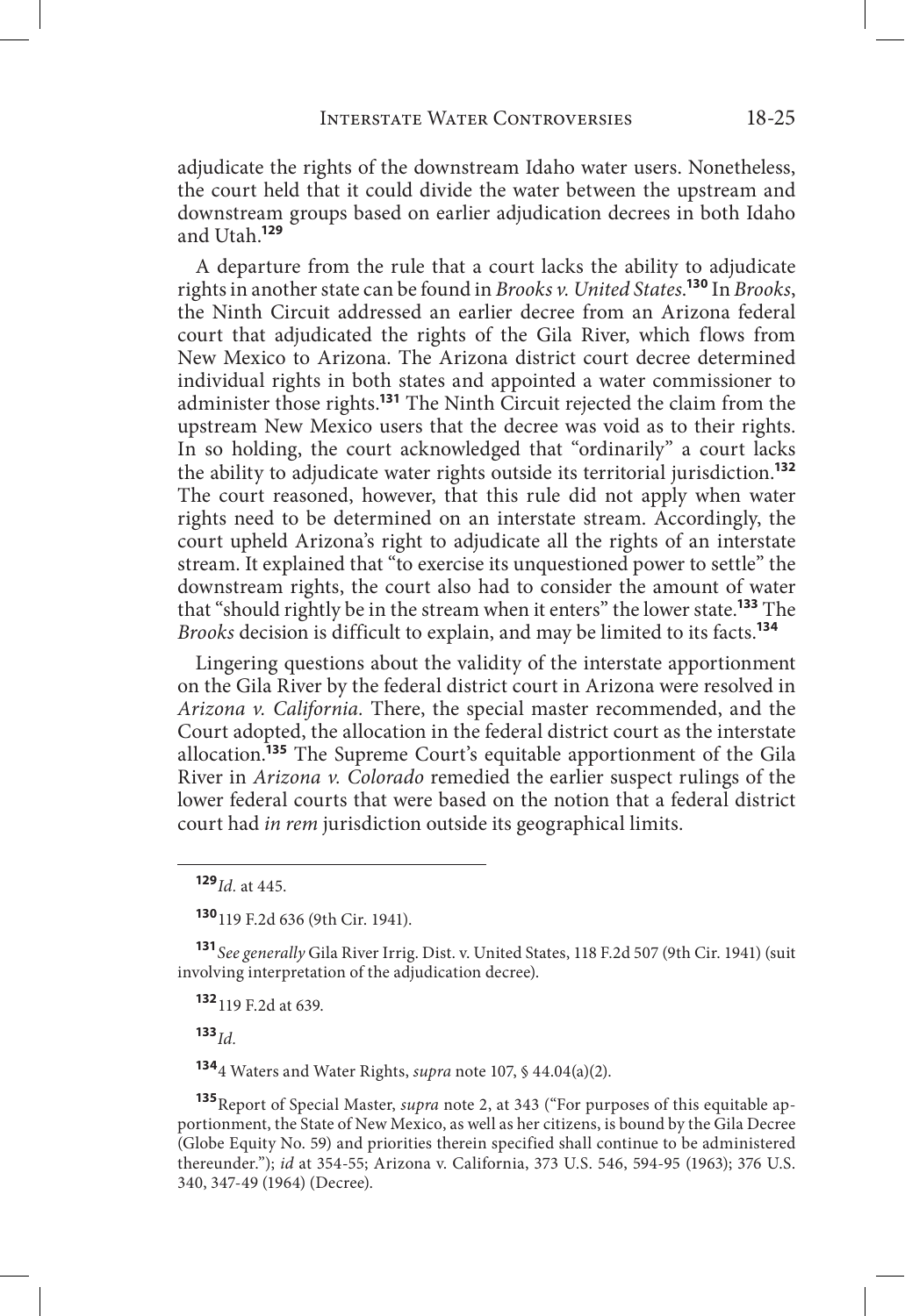adjudicate the rights of the downstream Idaho water users. Nonetheless, the court held that it could divide the water between the upstream and downstream groups based on earlier adjudication decrees in both Idaho and Utah.[129]

A departure from the rule that a court lacks the ability to adjudicate rights in another state can be found in *Brooks v. United States*.[130] In *Brooks*, the Ninth Circuit addressed an earlier decree from an Arizona federal court that adjudicated the rights of the Gila River, which flows from New Mexico to Arizona. The Arizona district court decree determined individual rights in both states and appointed a water commissioner to administer those rights.[131] The Ninth Circuit rejected the claim from the upstream New Mexico users that the decree was void as to their rights. In so holding, the court acknowledged that "ordinarily" a court lacks the ability to adjudicate water rights outside its territorial jurisdiction.[132] The court reasoned, however, that this rule did not apply when water rights need to be determined on an interstate stream. Accordingly, the court upheld Arizona's right to adjudicate all the rights of an interstate stream. It explained that "to exercise its unquestioned power to settle" the downstream rights, the court also had to consider the amount of water that "should rightly be in the stream when it enters" the lower state.[133] The *Brooks* decision is difficult to explain, and may be limited to its facts.[134]

Lingering questions about the validity of the interstate apportionment on the Gila River by the federal district court in Arizona were resolved in *Arizona v. California*. There, the special master recommended, and the Court adopted, the allocation in the federal district court as the interstate allocation.[135] The Supreme Court's equitable apportionment of the Gila River in *Arizona v. Colorado* remedied the earlier suspect rulings of the lower federal courts that were based on the notion that a federal district court had *in rem* jurisdiction outside its geographical limits.

---

[129] *Id.* at 445.

[130] 119 F.2d 636 (9th Cir. 1941).

[131] *See generally* Gila River Irrig. Dist. v. United States, 118 F.2d 507 (9th Cir. 1941) (suit involving interpretation of the adjudication decree).

[132] 119 F.2d at 639.

[133] *Id.*

[134] 4 Waters and Water Rights, *supra* note 107, § 44.04(a)(2).

[135] Report of Special Master, *supra* note 2, at 343 ("For purposes of this equitable apportionment, the State of New Mexico, as well as her citizens, is bound by the Gila Decree (Globe Equity No. 59) and priorities therein specified shall continue to be administered thereunder."); *id* at 354-55; Arizona v. California, 373 U.S. 546, 594-95 (1963); 376 U.S. 340, 347-49 (1964) (Decree).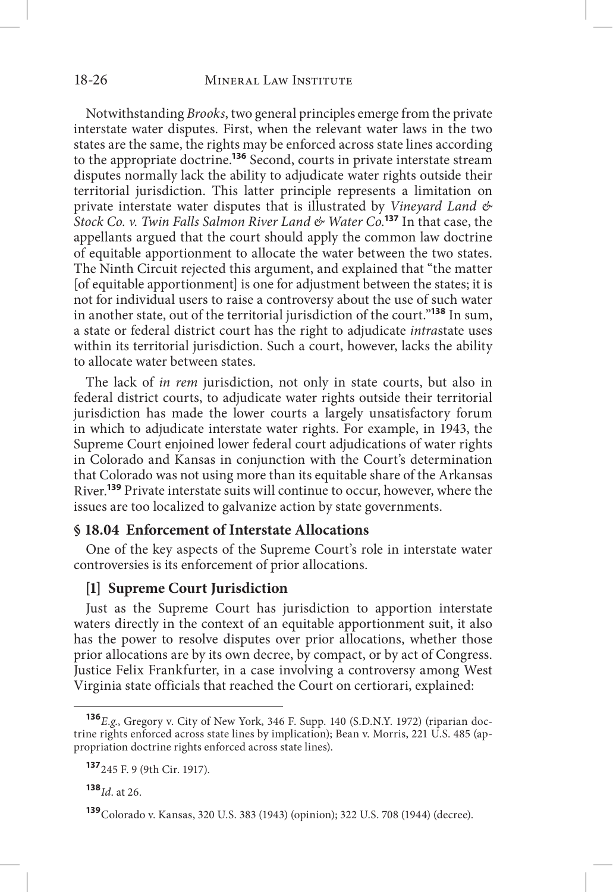Notwithstanding *Brooks*, two general principles emerge from the private interstate water disputes. First, when the relevant water laws in the two states are the same, the rights may be enforced across state lines according to the appropriate doctrine.[136] Second, courts in private interstate stream disputes normally lack the ability to adjudicate water rights outside their territorial jurisdiction. This latter principle represents a limitation on private interstate water disputes that is illustrated by *Vineyard Land & Stock Co. v. Twin Falls Salmon River Land & Water Co.*[137] In that case, the appellants argued that the court should apply the common law doctrine of equitable apportionment to allocate the water between the two states. The Ninth Circuit rejected this argument, and explained that "the matter [of equitable apportionment] is one for adjustment between the states; it is not for individual users to raise a controversy about the use of such water in another state, out of the territorial jurisdiction of the court."[138] In sum, a state or federal district court has the right to adjudicate *intra*state uses within its territorial jurisdiction. Such a court, however, lacks the ability to allocate water between states.

The lack of *in rem* jurisdiction, not only in state courts, but also in federal district courts, to adjudicate water rights outside their territorial jurisdiction has made the lower courts a largely unsatisfactory forum in which to adjudicate interstate water rights. For example, in 1943, the Supreme Court enjoined lower federal court adjudications of water rights in Colorado and Kansas in conjunction with the Court's determination that Colorado was not using more than its equitable share of the Arkansas River.[139] Private interstate suits will continue to occur, however, where the issues are too localized to galvanize action by state governments.

## § 18.04 Enforcement of Interstate Allocations

One of the key aspects of the Supreme Court's role in interstate water controversies is its enforcement of prior allocations.

### [1] Supreme Court Jurisdiction

Just as the Supreme Court has jurisdiction to apportion interstate waters directly in the context of an equitable apportionment suit, it also has the power to resolve disputes over prior allocations, whether those prior allocations are by its own decree, by compact, or by act of Congress. Justice Felix Frankfurter, in a case involving a controversy among West Virginia state officials that reached the Court on certiorari, explained:

---

[136] *E.g.*, Gregory v. City of New York, 346 F. Supp. 140 (S.D.N.Y. 1972) (riparian doctrine rights enforced across state lines by implication); Bean v. Morris, 221 U.S. 485 (appropriation doctrine rights enforced across state lines).

[137] 245 F. 9 (9th Cir. 1917).

[138] *Id*. at 26.

[139] Colorado v. Kansas, 320 U.S. 383 (1943) (opinion); 322 U.S. 708 (1944) (decree).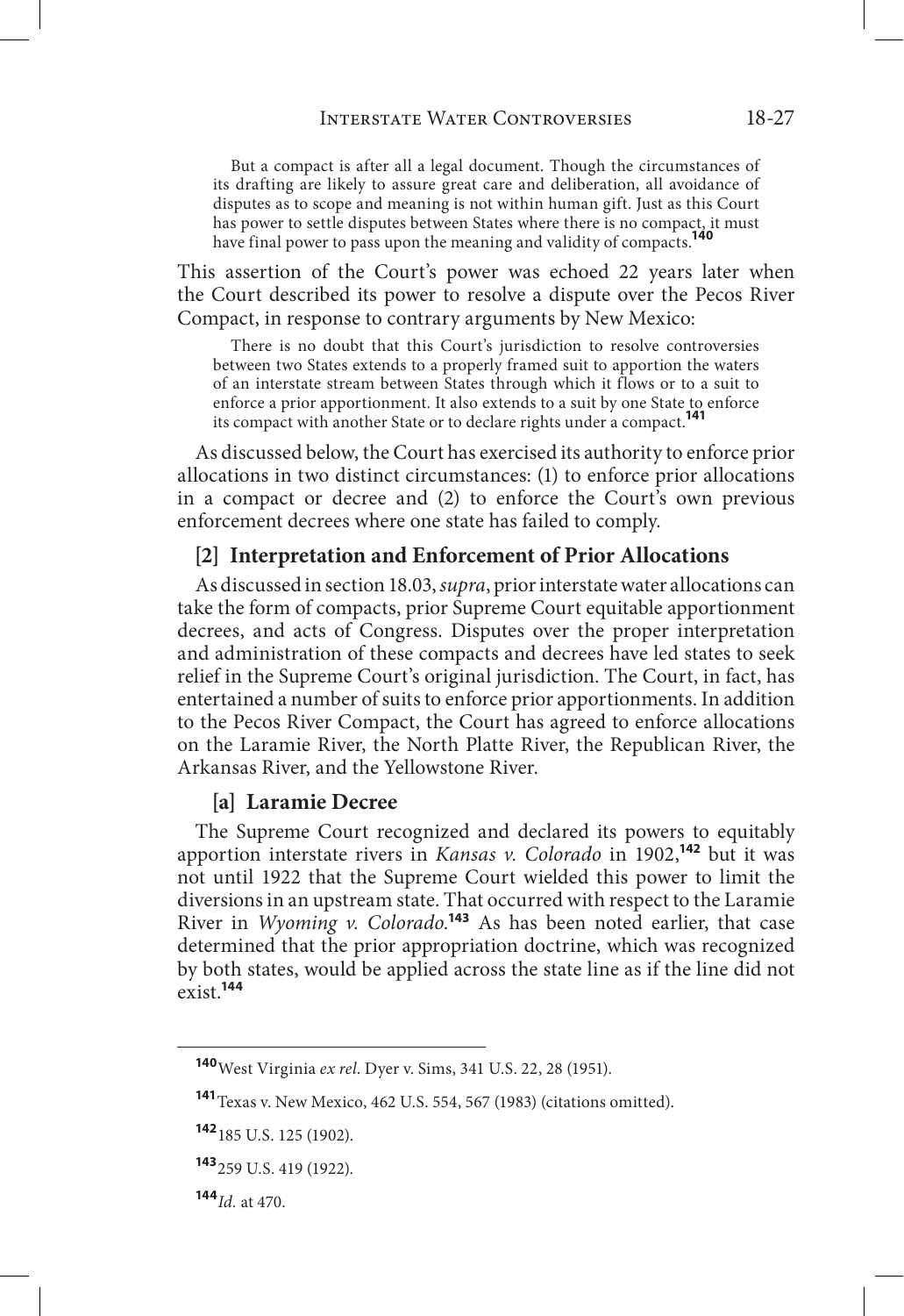> But a compact is after all a legal document. Though the circumstances of its drafting are likely to assure great care and deliberation, all avoidance of disputes as to scope and meaning is not within human gift. Just as this Court has power to settle disputes between States where there is no compact, it must have final power to pass upon the meaning and validity of compacts.[140]

This assertion of the Court's power was echoed 22 years later when the Court described its power to resolve a dispute over the Pecos River Compact, in response to contrary arguments by New Mexico:

> There is no doubt that this Court's jurisdiction to resolve controversies between two States extends to a properly framed suit to apportion the waters of an interstate stream between States through which it flows or to a suit to enforce a prior apportionment. It also extends to a suit by one State to enforce its compact with another State or to declare rights under a compact.[141]

As discussed below, the Court has exercised its authority to enforce prior allocations in two distinct circumstances: (1) to enforce prior allocations in a compact or decree and (2) to enforce the Court's own previous enforcement decrees where one state has failed to comply.

### [2] Interpretation and Enforcement of Prior Allocations

As discussed in section 18.03, *supra*, prior interstate water allocations can take the form of compacts, prior Supreme Court equitable apportionment decrees, and acts of Congress. Disputes over the proper interpretation and administration of these compacts and decrees have led states to seek relief in the Supreme Court's original jurisdiction. The Court, in fact, has entertained a number of suits to enforce prior apportionments. In addition to the Pecos River Compact, the Court has agreed to enforce allocations on the Laramie River, the North Platte River, the Republican River, the Arkansas River, and the Yellowstone River.

#### [a] Laramie Decree

The Supreme Court recognized and declared its powers to equitably apportion interstate rivers in *Kansas v. Colorado* in 1902,[142] but it was not until 1922 that the Supreme Court wielded this power to limit the diversions in an upstream state. That occurred with respect to the Laramie River in *Wyoming v. Colorado*.[143] As has been noted earlier, that case determined that the prior appropriation doctrine, which was recognized by both states, would be applied across the state line as if the line did not exist.[144]

---

[140] West Virginia *ex rel*. Dyer v. Sims, 341 U.S. 22, 28 (1951).

[141] Texas v. New Mexico, 462 U.S. 554, 567 (1983) (citations omitted).

[142] 185 U.S. 125 (1902).

[143] 259 U.S. 419 (1922).

[144] *Id.* at 470.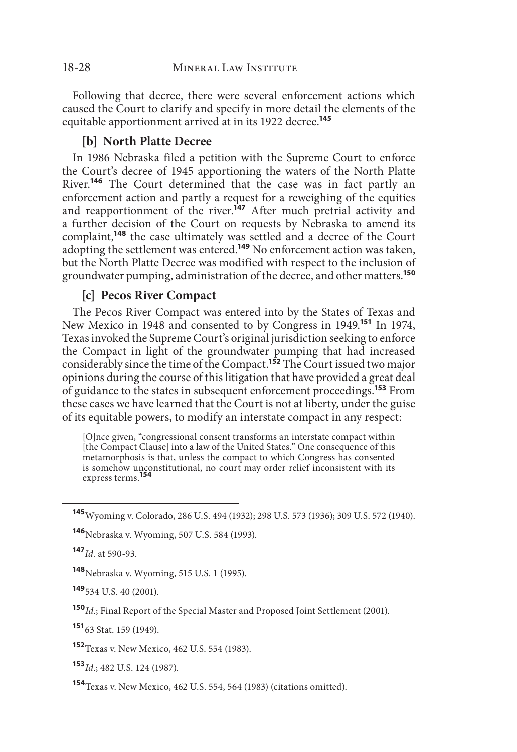Following that decree, there were several enforcement actions which caused the Court to clarify and specify in more detail the elements of the equitable apportionment arrived at in its 1922 decree.[145]

### [b] North Platte Decree

In 1986 Nebraska filed a petition with the Supreme Court to enforce the Court's decree of 1945 apportioning the waters of the North Platte River.[146] The Court determined that the case was in fact partly an enforcement action and partly a request for a reweighing of the equities and reapportionment of the river.[147] After much pretrial activity and a further decision of the Court on requests by Nebraska to amend its complaint,[148] the case ultimately was settled and a decree of the Court adopting the settlement was entered.[149] No enforcement action was taken, but the North Platte Decree was modified with respect to the inclusion of groundwater pumping, administration of the decree, and other matters.[150]

### [c] Pecos River Compact

The Pecos River Compact was entered into by the States of Texas and New Mexico in 1948 and consented to by Congress in 1949.[151] In 1974, Texas invoked the Supreme Court's original jurisdiction seeking to enforce the Compact in light of the groundwater pumping that had increased considerably since the time of the Compact.[152] The Court issued two major opinions during the course of this litigation that have provided a great deal of guidance to the states in subsequent enforcement proceedings.[153] From these cases we have learned that the Court is not at liberty, under the guise of its equitable powers, to modify an interstate compact in any respect:

> [O]nce given, "congressional consent transforms an interstate compact within [the Compact Clause] into a law of the United States." One consequence of this metamorphosis is that, unless the compact to which Congress has consented is somehow unconstitutional, no court may order relief inconsistent with its express terms.[154]

---

[145] Wyoming v. Colorado, 286 U.S. 494 (1932); 298 U.S. 573 (1936); 309 U.S. 572 (1940).

[146] Nebraska v. Wyoming, 507 U.S. 584 (1993).

[147] *Id.* at 590-93.

[148] Nebraska v. Wyoming, 515 U.S. 1 (1995).

[149] 534 U.S. 40 (2001).

[150] *Id.*; Final Report of the Special Master and Proposed Joint Settlement (2001).

[151] 63 Stat. 159 (1949).

[152] Texas v. New Mexico, 462 U.S. 554 (1983).

[153] *Id.*; 482 U.S. 124 (1987).

[154] Texas v. New Mexico, 462 U.S. 554, 564 (1983) (citations omitted).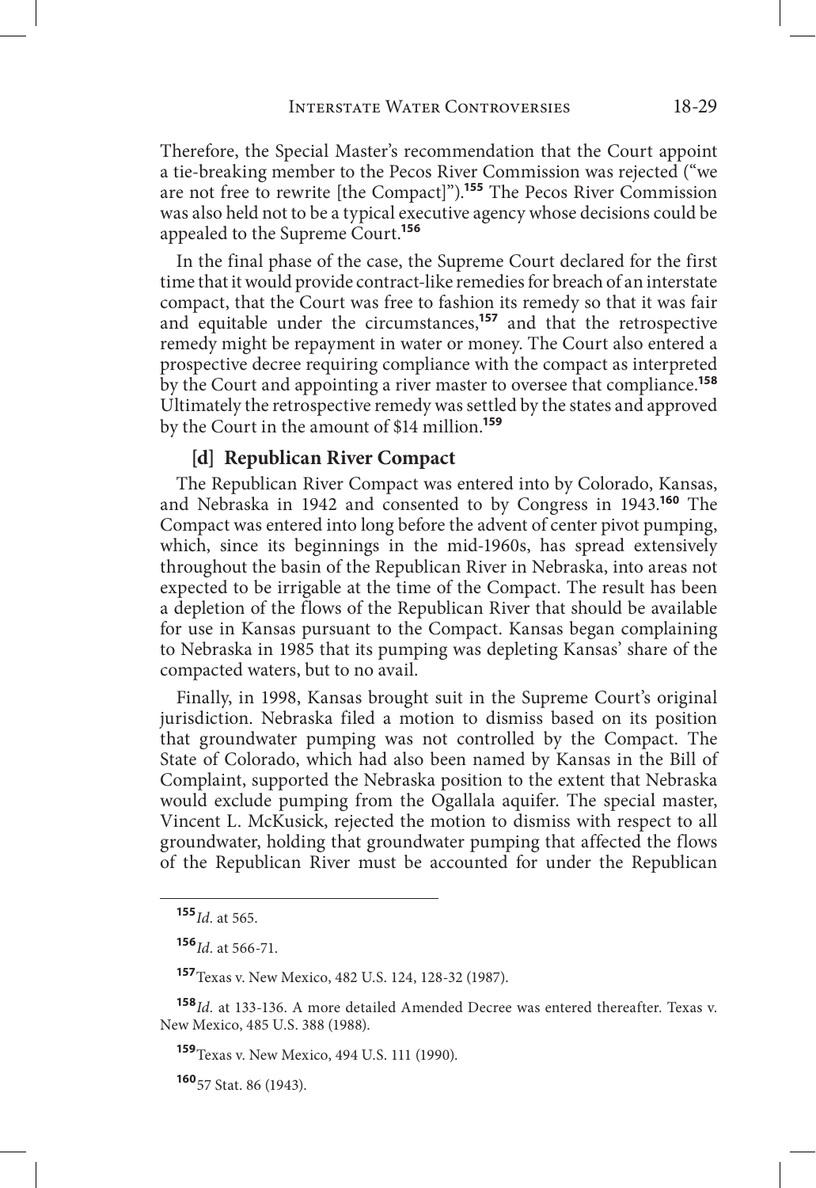Therefore, the Special Master's recommendation that the Court appoint a tie-breaking member to the Pecos River Commission was rejected ("we are not free to rewrite [the Compact]").[155] The Pecos River Commission was also held not to be a typical executive agency whose decisions could be appealed to the Supreme Court.[156]

In the final phase of the case, the Supreme Court declared for the first time that it would provide contract-like remedies for breach of an interstate compact, that the Court was free to fashion its remedy so that it was fair and equitable under the circumstances,[157] and that the retrospective remedy might be repayment in water or money. The Court also entered a prospective decree requiring compliance with the compact as interpreted by the Court and appointing a river master to oversee that compliance.[158] Ultimately the retrospective remedy was settled by the states and approved by the Court in the amount of $14 million.[159]

### [d] Republican River Compact

The Republican River Compact was entered into by Colorado, Kansas, and Nebraska in 1942 and consented to by Congress in 1943.[160] The Compact was entered into long before the advent of center pivot pumping, which, since its beginnings in the mid-1960s, has spread extensively throughout the basin of the Republican River in Nebraska, into areas not expected to be irrigable at the time of the Compact. The result has been a depletion of the flows of the Republican River that should be available for use in Kansas pursuant to the Compact. Kansas began complaining to Nebraska in 1985 that its pumping was depleting Kansas' share of the compacted waters, but to no avail.

Finally, in 1998, Kansas brought suit in the Supreme Court's original jurisdiction. Nebraska filed a motion to dismiss based on its position that groundwater pumping was not controlled by the Compact. The State of Colorado, which had also been named by Kansas in the Bill of Complaint, supported the Nebraska position to the extent that Nebraska would exclude pumping from the Ogallala aquifer. The special master, Vincent L. McKusick, rejected the motion to dismiss with respect to all groundwater, holding that groundwater pumping that affected the flows of the Republican River must be accounted for under the Republican

---

[155] *Id.* at 565.

[156] *Id.* at 566-71.

[157] Texas v. New Mexico, 482 U.S. 124, 128-32 (1987).

[158] *Id.* at 133-136. A more detailed Amended Decree was entered thereafter. Texas v. New Mexico, 485 U.S. 388 (1988).

[159] Texas v. New Mexico, 494 U.S. 111 (1990).

[160] 57 Stat. 86 (1943).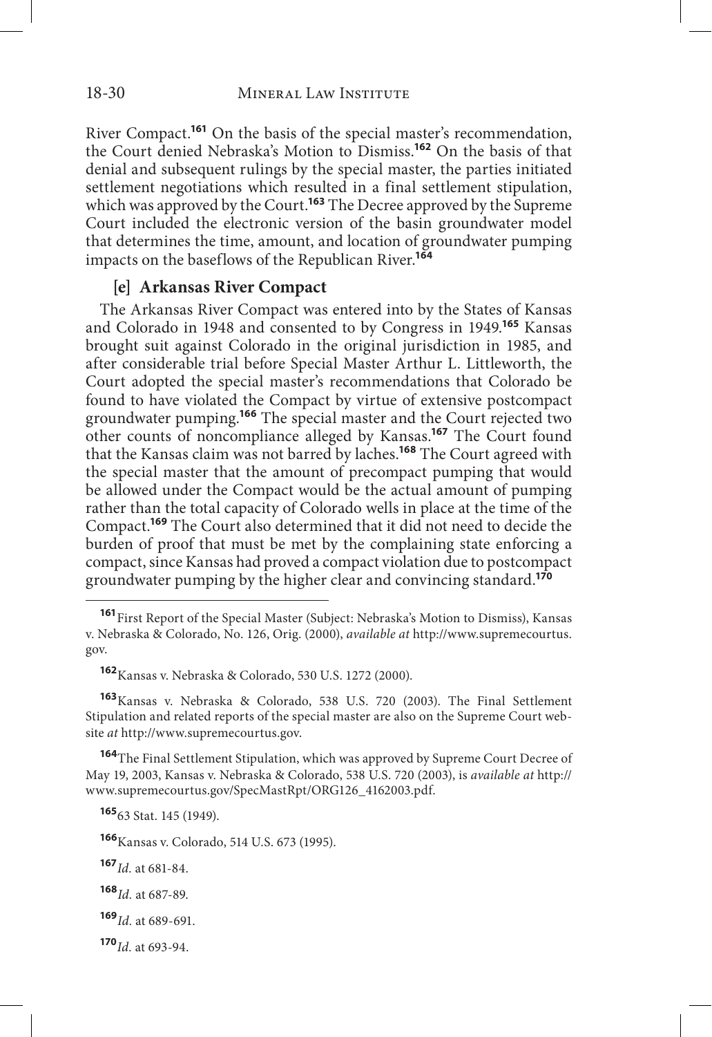River Compact.[161] On the basis of the special master's recommendation, the Court denied Nebraska's Motion to Dismiss.[162] On the basis of that denial and subsequent rulings by the special master, the parties initiated settlement negotiations which resulted in a final settlement stipulation, which was approved by the Court.[163] The Decree approved by the Supreme Court included the electronic version of the basin groundwater model that determines the time, amount, and location of groundwater pumping impacts on the baseflows of the Republican River.[164]

### [e] Arkansas River Compact

The Arkansas River Compact was entered into by the States of Kansas and Colorado in 1948 and consented to by Congress in 1949.[165] Kansas brought suit against Colorado in the original jurisdiction in 1985, and after considerable trial before Special Master Arthur L. Littleworth, the Court adopted the special master's recommendations that Colorado be found to have violated the Compact by virtue of extensive postcompact groundwater pumping.[166] The special master and the Court rejected two other counts of noncompliance alleged by Kansas.[167] The Court found that the Kansas claim was not barred by laches.[168] The Court agreed with the special master that the amount of precompact pumping that would be allowed under the Compact would be the actual amount of pumping rather than the total capacity of Colorado wells in place at the time of the Compact.[169] The Court also determined that it did not need to decide the burden of proof that must be met by the complaining state enforcing a compact, since Kansas had proved a compact violation due to postcompact groundwater pumping by the higher clear and convincing standard.[170]

---

[161] First Report of the Special Master (Subject: Nebraska's Motion to Dismiss), Kansas v. Nebraska & Colorado, No. 126, Orig. (2000), *available at* http://www.supremecourtus.gov.

[162] Kansas v. Nebraska & Colorado, 530 U.S. 1272 (2000).

[163] Kansas v. Nebraska & Colorado, 538 U.S. 720 (2003). The Final Settlement Stipulation and related reports of the special master are also on the Supreme Court website *at* http://www.supremecourtus.gov.

[164] The Final Settlement Stipulation, which was approved by Supreme Court Decree of May 19, 2003, Kansas v. Nebraska & Colorado, 538 U.S. 720 (2003), is *available at* http://www.supremecourtus.gov/SpecMastRpt/ORG126_4162003.pdf.

[165] 63 Stat. 145 (1949).

[166] Kansas v. Colorado, 514 U.S. 673 (1995).

[167] *Id.* at 681-84.

[168] *Id.* at 687-89.

[169] *Id.* at 689-691.

[170] *Id.* at 693-94.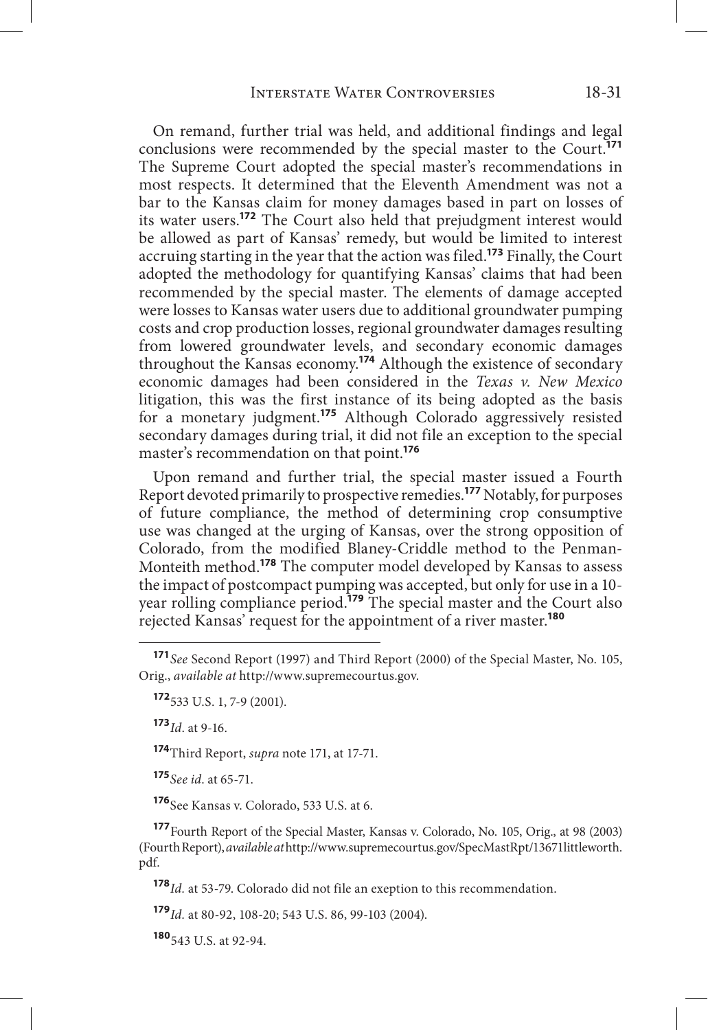On remand, further trial was held, and additional findings and legal conclusions were recommended by the special master to the Court.[171] The Supreme Court adopted the special master's recommendations in most respects. It determined that the Eleventh Amendment was not a bar to the Kansas claim for money damages based in part on losses of its water users.[172] The Court also held that prejudgment interest would be allowed as part of Kansas' remedy, but would be limited to interest accruing starting in the year that the action was filed.[173] Finally, the Court adopted the methodology for quantifying Kansas' claims that had been recommended by the special master. The elements of damage accepted were losses to Kansas water users due to additional groundwater pumping costs and crop production losses, regional groundwater damages resulting from lowered groundwater levels, and secondary economic damages throughout the Kansas economy.[174] Although the existence of secondary economic damages had been considered in the *Texas v. New Mexico* litigation, this was the first instance of its being adopted as the basis for a monetary judgment.[175] Although Colorado aggressively resisted secondary damages during trial, it did not file an exception to the special master's recommendation on that point.[176]

Upon remand and further trial, the special master issued a Fourth Report devoted primarily to prospective remedies.[177] Notably, for purposes of future compliance, the method of determining crop consumptive use was changed at the urging of Kansas, over the strong opposition of Colorado, from the modified Blaney-Criddle method to the Penman-Monteith method.[178] The computer model developed by Kansas to assess the impact of postcompact pumping was accepted, but only for use in a 10-year rolling compliance period.[179] The special master and the Court also rejected Kansas' request for the appointment of a river master.[180]

---

[171] *See* Second Report (1997) and Third Report (2000) of the Special Master, No. 105, Orig., *available at* http://www.supremecourtus.gov.

[172] 533 U.S. 1, 7-9 (2001).

[173] *Id*. at 9-16.

[174] Third Report, *supra* note 171, at 17-71.

[175] *See id*. at 65-71.

[176] See Kansas v. Colorado, 533 U.S. at 6.

[177] Fourth Report of the Special Master, Kansas v. Colorado, No. 105, Orig., at 98 (2003) (Fourth Report), *available at* http://www.supremecourtus.gov/SpecMastRpt/13671littleworth.pdf.

[178] *Id*. at 53-79. Colorado did not file an exeption to this recommendation.

[179] *Id*. at 80-92, 108-20; 543 U.S. 86, 99-103 (2004).

[180] 543 U.S. at 92-94.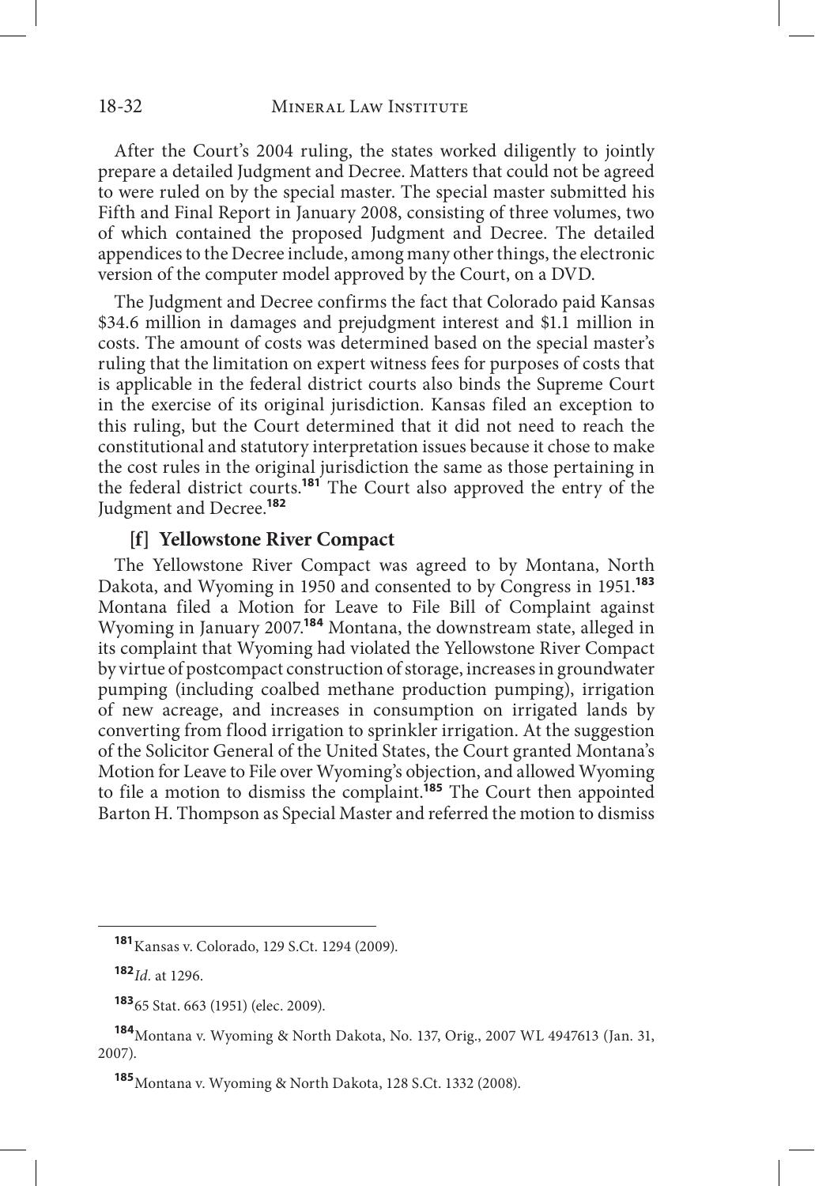After the Court's 2004 ruling, the states worked diligently to jointly prepare a detailed Judgment and Decree. Matters that could not be agreed to were ruled on by the special master. The special master submitted his Fifth and Final Report in January 2008, consisting of three volumes, two of which contained the proposed Judgment and Decree. The detailed appendices to the Decree include, among many other things, the electronic version of the computer model approved by the Court, on a DVD.

The Judgment and Decree confirms the fact that Colorado paid Kansas $34.6 million in damages and prejudgment interest and $1.1 million in costs. The amount of costs was determined based on the special master's ruling that the limitation on expert witness fees for purposes of costs that is applicable in the federal district courts also binds the Supreme Court in the exercise of its original jurisdiction. Kansas filed an exception to this ruling, but the Court determined that it did not need to reach the constitutional and statutory interpretation issues because it chose to make the cost rules in the original jurisdiction the same as those pertaining in the federal district courts.[181] The Court also approved the entry of the Judgment and Decree.[182]

### [f] Yellowstone River Compact

The Yellowstone River Compact was agreed to by Montana, North Dakota, and Wyoming in 1950 and consented to by Congress in 1951.[183] Montana filed a Motion for Leave to File Bill of Complaint against Wyoming in January 2007.[184] Montana, the downstream state, alleged in its complaint that Wyoming had violated the Yellowstone River Compact by virtue of postcompact construction of storage, increases in groundwater pumping (including coalbed methane production pumping), irrigation of new acreage, and increases in consumption on irrigated lands by converting from flood irrigation to sprinkler irrigation. At the suggestion of the Solicitor General of the United States, the Court granted Montana's Motion for Leave to File over Wyoming's objection, and allowed Wyoming to file a motion to dismiss the complaint.[185] The Court then appointed Barton H. Thompson as Special Master and referred the motion to dismiss

---

[181] Kansas v. Colorado, 129 S.Ct. 1294 (2009).

[182] *Id.* at 1296.

[183] 65 Stat. 663 (1951) (elec. 2009).

[184] Montana v. Wyoming & North Dakota, No. 137, Orig., 2007 WL 4947613 (Jan. 31, 2007).

[185] Montana v. Wyoming & North Dakota, 128 S.Ct. 1332 (2008).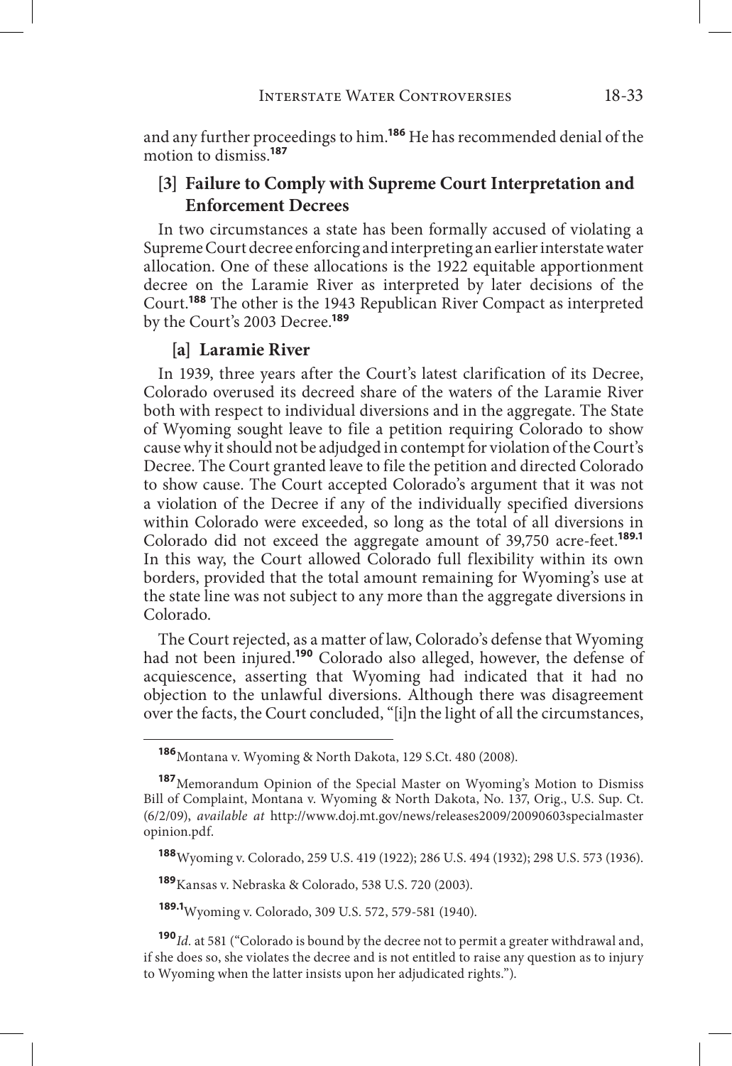and any further proceedings to him.[186] He has recommended denial of the motion to dismiss.[187]

### [3] Failure to Comply with Supreme Court Interpretation and Enforcement Decrees

In two circumstances a state has been formally accused of violating a Supreme Court decree enforcing and interpreting an earlier interstate water allocation. One of these allocations is the 1922 equitable apportionment decree on the Laramie River as interpreted by later decisions of the Court.[188] The other is the 1943 Republican River Compact as interpreted by the Court's 2003 Decree.[189]

#### [a] Laramie River

In 1939, three years after the Court's latest clarification of its Decree, Colorado overused its decreed share of the waters of the Laramie River both with respect to individual diversions and in the aggregate. The State of Wyoming sought leave to file a petition requiring Colorado to show cause why it should not be adjudged in contempt for violation of the Court's Decree. The Court granted leave to file the petition and directed Colorado to show cause. The Court accepted Colorado's argument that it was not a violation of the Decree if any of the individually specified diversions within Colorado were exceeded, so long as the total of all diversions in Colorado did not exceed the aggregate amount of 39,750 acre-feet.[189.1] In this way, the Court allowed Colorado full flexibility within its own borders, provided that the total amount remaining for Wyoming's use at the state line was not subject to any more than the aggregate diversions in Colorado.

The Court rejected, as a matter of law, Colorado's defense that Wyoming had not been injured.[190] Colorado also alleged, however, the defense of acquiescence, asserting that Wyoming had indicated that it had no objection to the unlawful diversions. Although there was disagreement over the facts, the Court concluded, "[i]n the light of all the circumstances,

---

[186] Montana v. Wyoming & North Dakota, 129 S.Ct. 480 (2008).

[187] Memorandum Opinion of the Special Master on Wyoming's Motion to Dismiss Bill of Complaint, Montana v. Wyoming & North Dakota, No. 137, Orig., U.S. Sup. Ct. (6/2/09), *available at* http://www.doj.mt.gov/news/releases2009/20090603specialmaster opinion.pdf.

[188] Wyoming v. Colorado, 259 U.S. 419 (1922); 286 U.S. 494 (1932); 298 U.S. 573 (1936).

[189] Kansas v. Nebraska & Colorado, 538 U.S. 720 (2003).

[189.1] Wyoming v. Colorado, 309 U.S. 572, 579-581 (1940).

[190] *Id.* at 581 ("Colorado is bound by the decree not to permit a greater withdrawal and, if she does so, she violates the decree and is not entitled to raise any question as to injury to Wyoming when the latter insists upon her adjudicated rights.").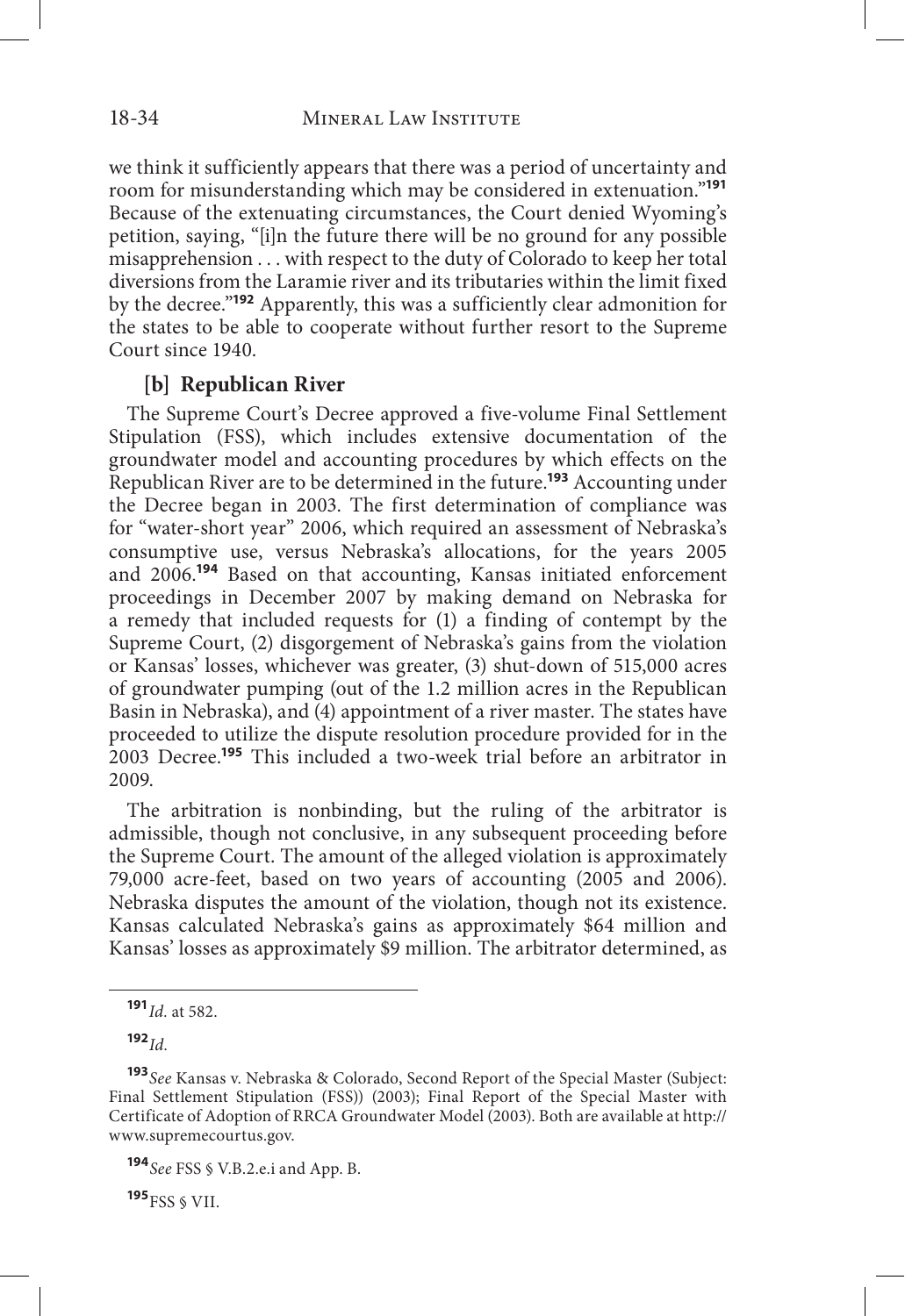we think it sufficiently appears that there was a period of uncertainty and room for misunderstanding which may be considered in extenuation."[191] Because of the extenuating circumstances, the Court denied Wyoming's petition, saying, "[i]n the future there will be no ground for any possible misapprehension . . . with respect to the duty of Colorado to keep her total diversions from the Laramie river and its tributaries within the limit fixed by the decree."[192] Apparently, this was a sufficiently clear admonition for the states to be able to cooperate without further resort to the Supreme Court since 1940.

### [b] Republican River

The Supreme Court's Decree approved a five-volume Final Settlement Stipulation (FSS), which includes extensive documentation of the groundwater model and accounting procedures by which effects on the Republican River are to be determined in the future.[193] Accounting under the Decree began in 2003. The first determination of compliance was for "water-short year" 2006, which required an assessment of Nebraska's consumptive use, versus Nebraska's allocations, for the years 2005 and 2006.[194] Based on that accounting, Kansas initiated enforcement proceedings in December 2007 by making demand on Nebraska for a remedy that included requests for (1) a finding of contempt by the Supreme Court, (2) disgorgement of Nebraska's gains from the violation or Kansas' losses, whichever was greater, (3) shut-down of 515,000 acres of groundwater pumping (out of the 1.2 million acres in the Republican Basin in Nebraska), and (4) appointment of a river master. The states have proceeded to utilize the dispute resolution procedure provided for in the 2003 Decree.[195] This included a two-week trial before an arbitrator in 2009.

The arbitration is nonbinding, but the ruling of the arbitrator is admissible, though not conclusive, in any subsequent proceeding before the Supreme Court. The amount of the alleged violation is approximately 79,000 acre-feet, based on two years of accounting (2005 and 2006). Nebraska disputes the amount of the violation, though not its existence. Kansas calculated Nebraska's gains as approximately $64 million and Kansas' losses as approximately $9 million. The arbitrator determined, as

---

[191] *Id.* at 582.

[192] *Id.*

[193] *See* Kansas v. Nebraska & Colorado, Second Report of the Special Master (Subject: Final Settlement Stipulation (FSS)) (2003); Final Report of the Special Master with Certificate of Adoption of RRCA Groundwater Model (2003). Both are available at http://www.supremecourtus.gov.

[194] *See* FSS § V.B.2.e.i and App. B.

[195] FSS § VII.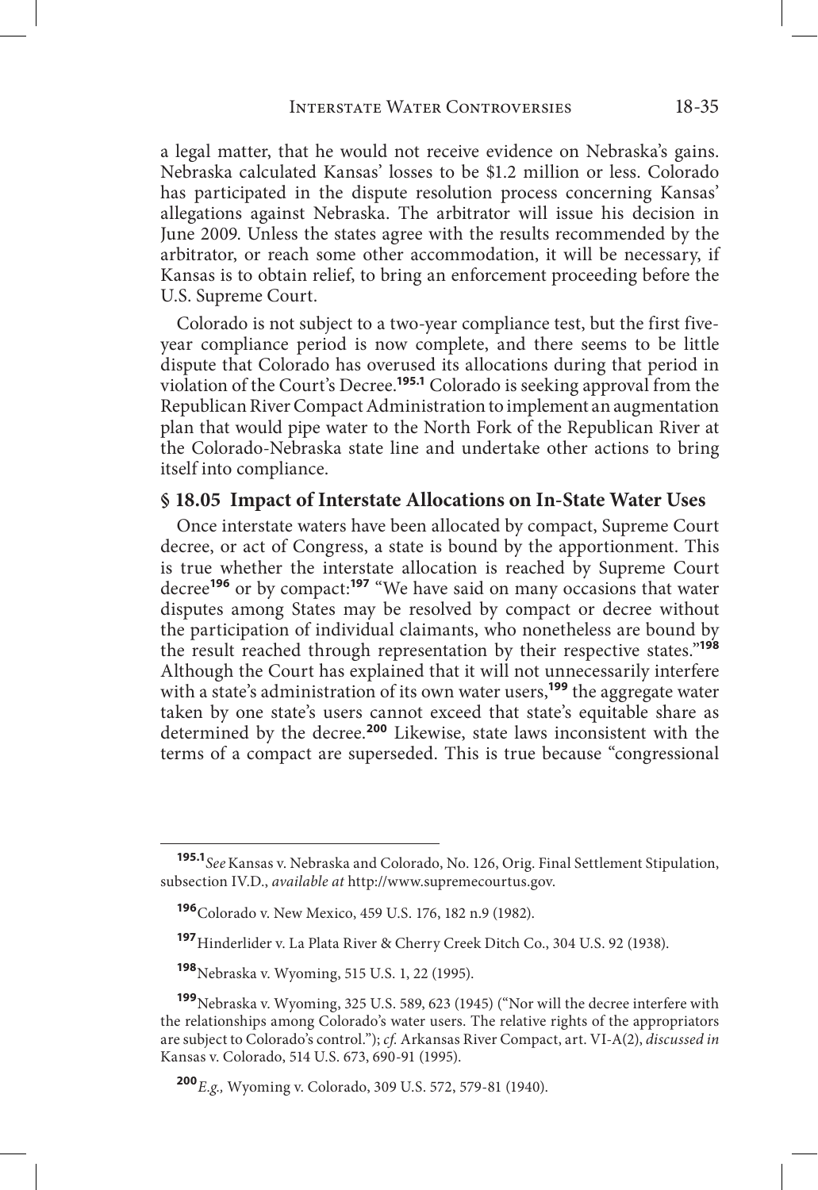a legal matter, that he would not receive evidence on Nebraska's gains. Nebraska calculated Kansas' losses to be $1.2 million or less. Colorado has participated in the dispute resolution process concerning Kansas' allegations against Nebraska. The arbitrator will issue his decision in June 2009. Unless the states agree with the results recommended by the arbitrator, or reach some other accommodation, it will be necessary, if Kansas is to obtain relief, to bring an enforcement proceeding before the U.S. Supreme Court.

Colorado is not subject to a two-year compliance test, but the first five-year compliance period is now complete, and there seems to be little dispute that Colorado has overused its allocations during that period in violation of the Court's Decree.[195.1] Colorado is seeking approval from the Republican River Compact Administration to implement an augmentation plan that would pipe water to the North Fork of the Republican River at the Colorado-Nebraska state line and undertake other actions to bring itself into compliance.

## § 18.05 Impact of Interstate Allocations on In-State Water Uses

Once interstate waters have been allocated by compact, Supreme Court decree, or act of Congress, a state is bound by the apportionment. This is true whether the interstate allocation is reached by Supreme Court decree[196] or by compact:[197] "We have said on many occasions that water disputes among States may be resolved by compact or decree without the participation of individual claimants, who nonetheless are bound by the result reached through representation by their respective states."[198] Although the Court has explained that it will not unnecessarily interfere with a state's administration of its own water users,[199] the aggregate water taken by one state's users cannot exceed that state's equitable share as determined by the decree.[200] Likewise, state laws inconsistent with the terms of a compact are superseded. This is true because "congressional

---

[195.1] *See* Kansas v. Nebraska and Colorado, No. 126, Orig. Final Settlement Stipulation, subsection IV.D., *available at* http://www.supremecourtus.gov.

[196] Colorado v. New Mexico, 459 U.S. 176, 182 n.9 (1982).

[197] Hinderlider v. La Plata River & Cherry Creek Ditch Co., 304 U.S. 92 (1938).

[198] Nebraska v. Wyoming, 515 U.S. 1, 22 (1995).

[199] Nebraska v. Wyoming, 325 U.S. 589, 623 (1945) ("Nor will the decree interfere with the relationships among Colorado's water users. The relative rights of the appropriators are subject to Colorado's control."); *cf.* Arkansas River Compact, art. VI-A(2), *discussed in* Kansas v. Colorado, 514 U.S. 673, 690-91 (1995).

[200] *E.g.,* Wyoming v. Colorado, 309 U.S. 572, 579-81 (1940).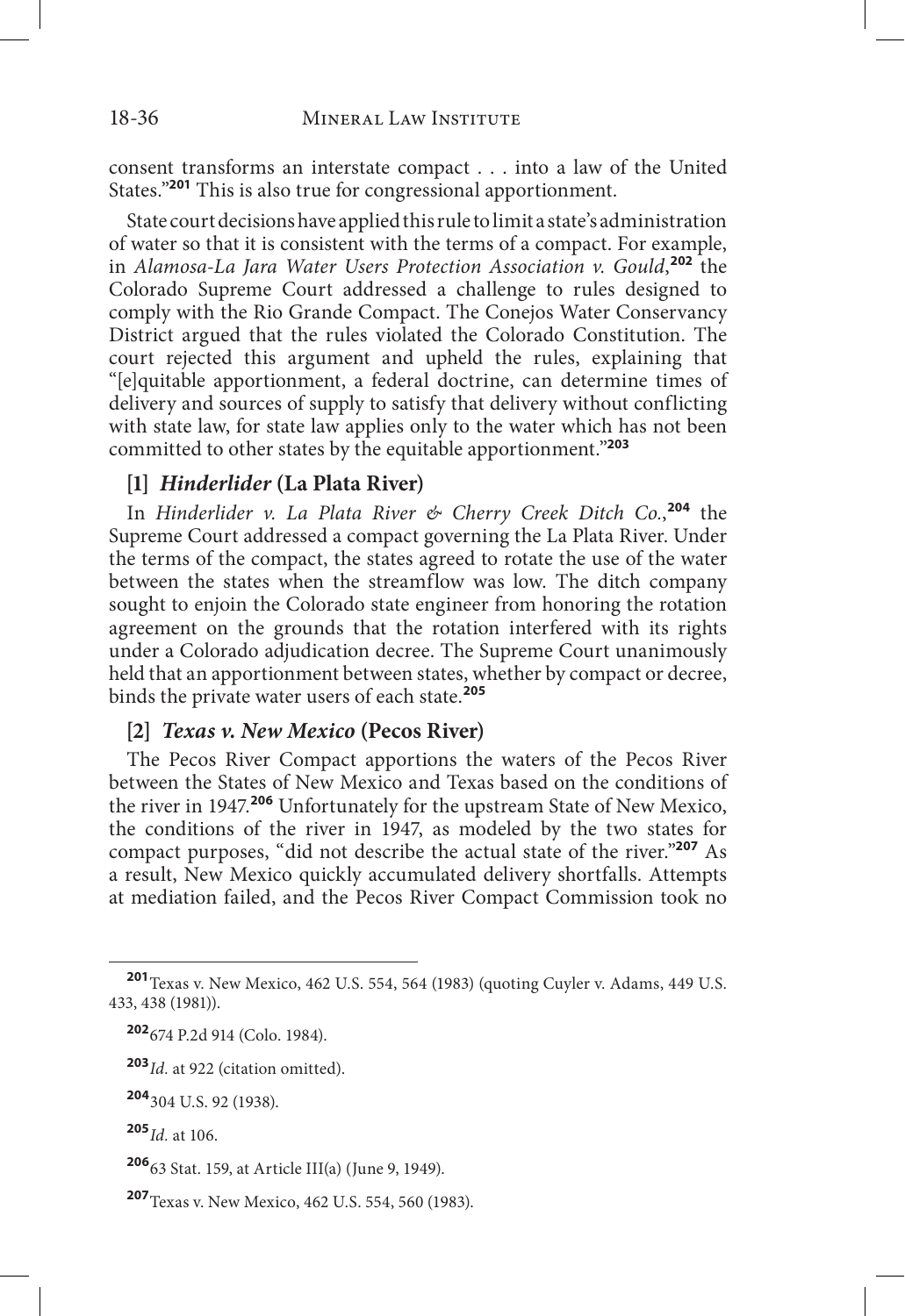consent transforms an interstate compact . . . into a law of the United States."[201] This is also true for congressional apportionment.

State court decisions have applied this rule to limit a state's administration of water so that it is consistent with the terms of a compact. For example, in *Alamosa-La Jara Water Users Protection Association v. Gould*,[202] the Colorado Supreme Court addressed a challenge to rules designed to comply with the Rio Grande Compact. The Conejos Water Conservancy District argued that the rules violated the Colorado Constitution. The court rejected this argument and upheld the rules, explaining that "[e]quitable apportionment, a federal doctrine, can determine times of delivery and sources of supply to satisfy that delivery without conflicting with state law, for state law applies only to the water which has not been committed to other states by the equitable apportionment."[203]

### [1] *Hinderlider* (La Plata River)

In *Hinderlider v. La Plata River & Cherry Creek Ditch Co.*,[204] the Supreme Court addressed a compact governing the La Plata River. Under the terms of the compact, the states agreed to rotate the use of the water between the states when the streamflow was low. The ditch company sought to enjoin the Colorado state engineer from honoring the rotation agreement on the grounds that the rotation interfered with its rights under a Colorado adjudication decree. The Supreme Court unanimously held that an apportionment between states, whether by compact or decree, binds the private water users of each state.[205]

### [2] *Texas v. New Mexico* (Pecos River)

The Pecos River Compact apportions the waters of the Pecos River between the States of New Mexico and Texas based on the conditions of the river in 1947.[206] Unfortunately for the upstream State of New Mexico, the conditions of the river in 1947, as modeled by the two states for compact purposes, "did not describe the actual state of the river."[207] As a result, New Mexico quickly accumulated delivery shortfalls. Attempts at mediation failed, and the Pecos River Compact Commission took no

---

[201] Texas v. New Mexico, 462 U.S. 554, 564 (1983) (quoting Cuyler v. Adams, 449 U.S. 433, 438 (1981)).

[202] 674 P.2d 914 (Colo. 1984).

[203] *Id.* at 922 (citation omitted).

[204] 304 U.S. 92 (1938).

[205] *Id.* at 106.

[206] 63 Stat. 159, at Article III(a) (June 9, 1949).

[207] Texas v. New Mexico, 462 U.S. 554, 560 (1983).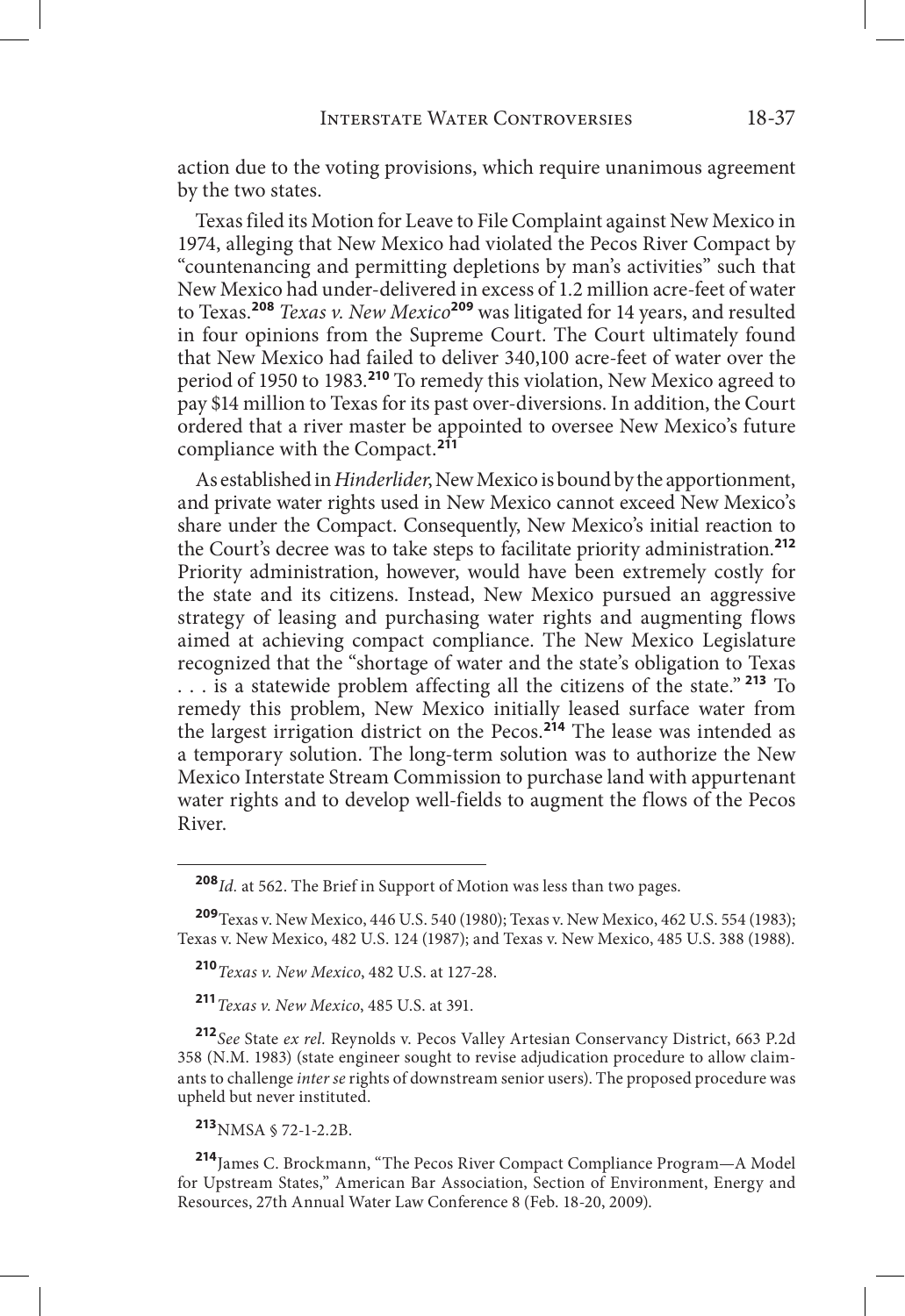action due to the voting provisions, which require unanimous agreement by the two states.

Texas filed its Motion for Leave to File Complaint against New Mexico in 1974, alleging that New Mexico had violated the Pecos River Compact by "countenancing and permitting depletions by man's activities" such that New Mexico had under-delivered in excess of 1.2 million acre-feet of water to Texas.[208] *Texas v. New Mexico*[209] was litigated for 14 years, and resulted in four opinions from the Supreme Court. The Court ultimately found that New Mexico had failed to deliver 340,100 acre-feet of water over the period of 1950 to 1983.[210] To remedy this violation, New Mexico agreed to pay $14 million to Texas for its past over-diversions. In addition, the Court ordered that a river master be appointed to oversee New Mexico's future compliance with the Compact.[211]

As established in *Hinderlider*, New Mexico is bound by the apportionment, and private water rights used in New Mexico cannot exceed New Mexico's share under the Compact. Consequently, New Mexico's initial reaction to the Court's decree was to take steps to facilitate priority administration.[212] Priority administration, however, would have been extremely costly for the state and its citizens. Instead, New Mexico pursued an aggressive strategy of leasing and purchasing water rights and augmenting flows aimed at achieving compact compliance. The New Mexico Legislature recognized that the "shortage of water and the state's obligation to Texas . . . is a statewide problem affecting all the citizens of the state."[213] To remedy this problem, New Mexico initially leased surface water from the largest irrigation district on the Pecos.[214] The lease was intended as a temporary solution. The long-term solution was to authorize the New Mexico Interstate Stream Commission to purchase land with appurtenant water rights and to develop well-fields to augment the flows of the Pecos River.

---

[208] *Id.* at 562. The Brief in Support of Motion was less than two pages.

[209] Texas v. New Mexico, 446 U.S. 540 (1980); Texas v. New Mexico, 462 U.S. 554 (1983); Texas v. New Mexico, 482 U.S. 124 (1987); and Texas v. New Mexico, 485 U.S. 388 (1988).

[210] *Texas v. New Mexico*, 482 U.S. at 127-28.

[211] *Texas v. New Mexico*, 485 U.S. at 391.

[212] *See* State *ex rel.* Reynolds v. Pecos Valley Artesian Conservancy District, 663 P.2d 358 (N.M. 1983) (state engineer sought to revise adjudication procedure to allow claimants to challenge *inter se* rights of downstream senior users). The proposed procedure was upheld but never instituted.

[213] NMSA § 72-1-2.2B.

[214] James C. Brockmann, "The Pecos River Compact Compliance Program—A Model for Upstream States," American Bar Association, Section of Environment, Energy and Resources, 27th Annual Water Law Conference 8 (Feb. 18-20, 2009).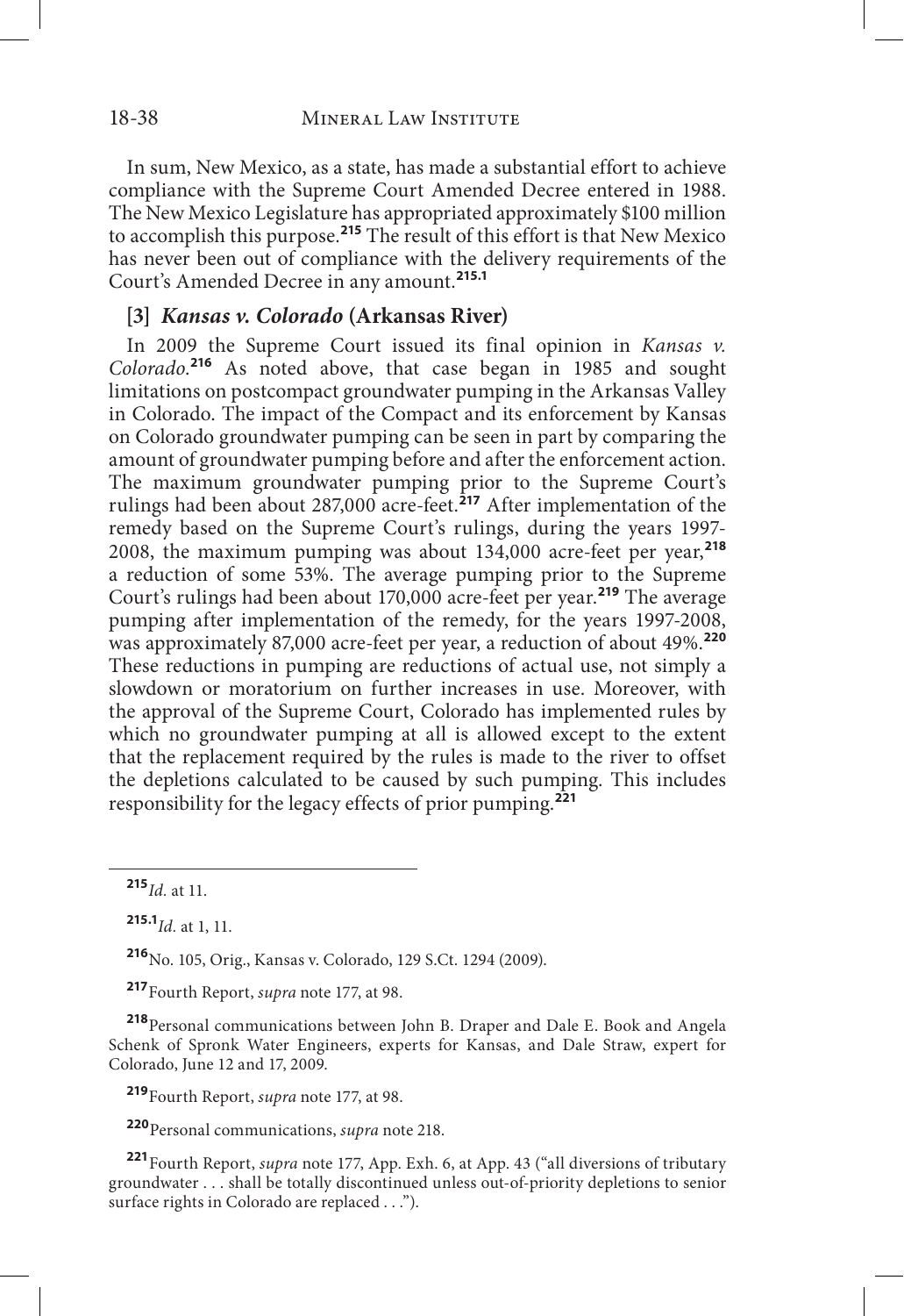In sum, New Mexico, as a state, has made a substantial effort to achieve compliance with the Supreme Court Amended Decree entered in 1988. The New Mexico Legislature has appropriated approximately $100 million to accomplish this purpose.[215] The result of this effort is that New Mexico has never been out of compliance with the delivery requirements of the Court's Amended Decree in any amount.[215.1]

### [3] *Kansas v. Colorado* (Arkansas River)

In 2009 the Supreme Court issued its final opinion in *Kansas v. Colorado*.[216] As noted above, that case began in 1985 and sought limitations on postcompact groundwater pumping in the Arkansas Valley in Colorado. The impact of the Compact and its enforcement by Kansas on Colorado groundwater pumping can be seen in part by comparing the amount of groundwater pumping before and after the enforcement action. The maximum groundwater pumping prior to the Supreme Court's rulings had been about 287,000 acre-feet.[217] After implementation of the remedy based on the Supreme Court's rulings, during the years 1997-2008, the maximum pumping was about 134,000 acre-feet per year,[218] a reduction of some 53%. The average pumping prior to the Supreme Court's rulings had been about 170,000 acre-feet per year.[219] The average pumping after implementation of the remedy, for the years 1997-2008, was approximately 87,000 acre-feet per year, a reduction of about 49%.[220] These reductions in pumping are reductions of actual use, not simply a slowdown or moratorium on further increases in use. Moreover, with the approval of the Supreme Court, Colorado has implemented rules by which no groundwater pumping at all is allowed except to the extent that the replacement required by the rules is made to the river to offset the depletions calculated to be caused by such pumping. This includes responsibility for the legacy effects of prior pumping.[221]

---

[215] *Id.* at 11.

[215.1] *Id.* at 1, 11.

[216] No. 105, Orig., Kansas v. Colorado, 129 S.Ct. 1294 (2009).

[217] Fourth Report, *supra* note 177, at 98.

[218] Personal communications between John B. Draper and Dale E. Book and Angela Schenk of Spronk Water Engineers, experts for Kansas, and Dale Straw, expert for Colorado, June 12 and 17, 2009.

[219] Fourth Report, *supra* note 177, at 98.

[220] Personal communications, *supra* note 218.

[221] Fourth Report, *supra* note 177, App. Exh. 6, at App. 43 ("all diversions of tributary groundwater . . . shall be totally discontinued unless out-of-priority depletions to senior surface rights in Colorado are replaced . . .").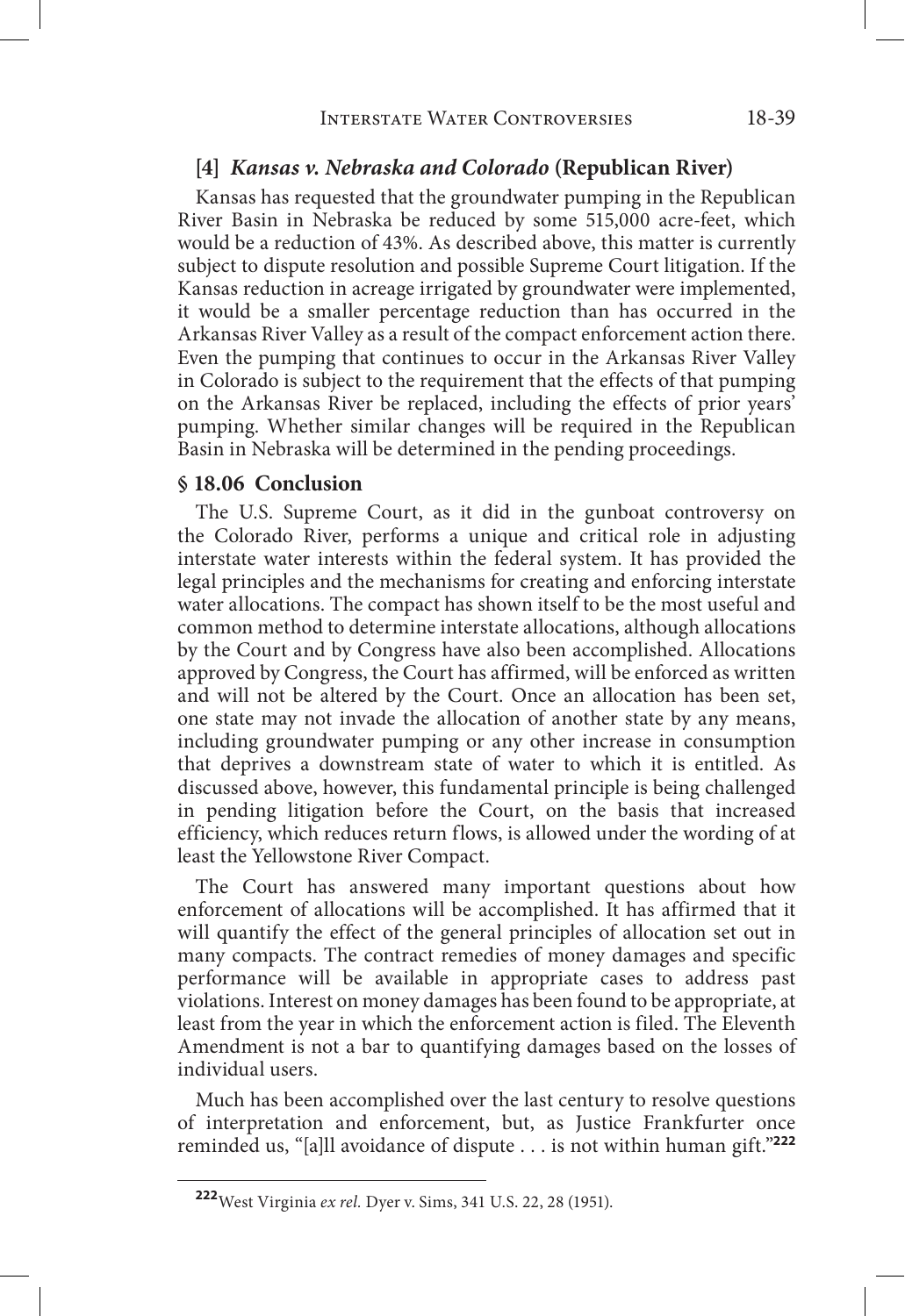### [4] *Kansas v. Nebraska and Colorado* (Republican River)

Kansas has requested that the groundwater pumping in the Republican River Basin in Nebraska be reduced by some 515,000 acre-feet, which would be a reduction of 43%. As described above, this matter is currently subject to dispute resolution and possible Supreme Court litigation. If the Kansas reduction in acreage irrigated by groundwater were implemented, it would be a smaller percentage reduction than has occurred in the Arkansas River Valley as a result of the compact enforcement action there. Even the pumping that continues to occur in the Arkansas River Valley in Colorado is subject to the requirement that the effects of that pumping on the Arkansas River be replaced, including the effects of prior years' pumping. Whether similar changes will be required in the Republican Basin in Nebraska will be determined in the pending proceedings.

## § 18.06 Conclusion

The U.S. Supreme Court, as it did in the gunboat controversy on the Colorado River, performs a unique and critical role in adjusting interstate water interests within the federal system. It has provided the legal principles and the mechanisms for creating and enforcing interstate water allocations. The compact has shown itself to be the most useful and common method to determine interstate allocations, although allocations by the Court and by Congress have also been accomplished. Allocations approved by Congress, the Court has affirmed, will be enforced as written and will not be altered by the Court. Once an allocation has been set, one state may not invade the allocation of another state by any means, including groundwater pumping or any other increase in consumption that deprives a downstream state of water to which it is entitled. As discussed above, however, this fundamental principle is being challenged in pending litigation before the Court, on the basis that increased efficiency, which reduces return flows, is allowed under the wording of at least the Yellowstone River Compact.

The Court has answered many important questions about how enforcement of allocations will be accomplished. It has affirmed that it will quantify the effect of the general principles of allocation set out in many compacts. The contract remedies of money damages and specific performance will be available in appropriate cases to address past violations. Interest on money damages has been found to be appropriate, at least from the year in which the enforcement action is filed. The Eleventh Amendment is not a bar to quantifying damages based on the losses of individual users.

Much has been accomplished over the last century to resolve questions of interpretation and enforcement, but, as Justice Frankfurter once reminded us, "[a]ll avoidance of dispute . . . is not within human gift."[222]

---

[222] West Virginia *ex rel.* Dyer v. Sims, 341 U.S. 22, 28 (1951).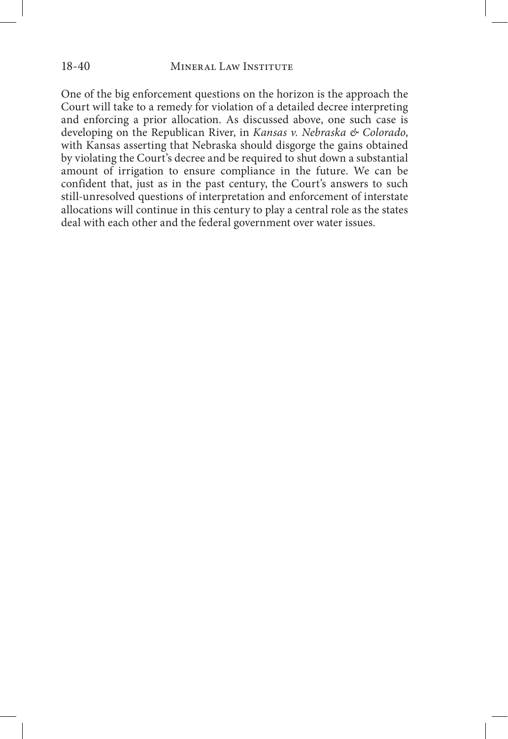One of the big enforcement questions on the horizon is the approach the Court will take to a remedy for violation of a detailed decree interpreting and enforcing a prior allocation. As discussed above, one such case is developing on the Republican River, in *Kansas v. Nebraska & Colorado*, with Kansas asserting that Nebraska should disgorge the gains obtained by violating the Court's decree and be required to shut down a substantial amount of irrigation to ensure compliance in the future. We can be confident that, just as in the past century, the Court's answers to such still-unresolved questions of interpretation and enforcement of interstate allocations will continue in this century to play a central role as the states deal with each other and the federal government over water issues.